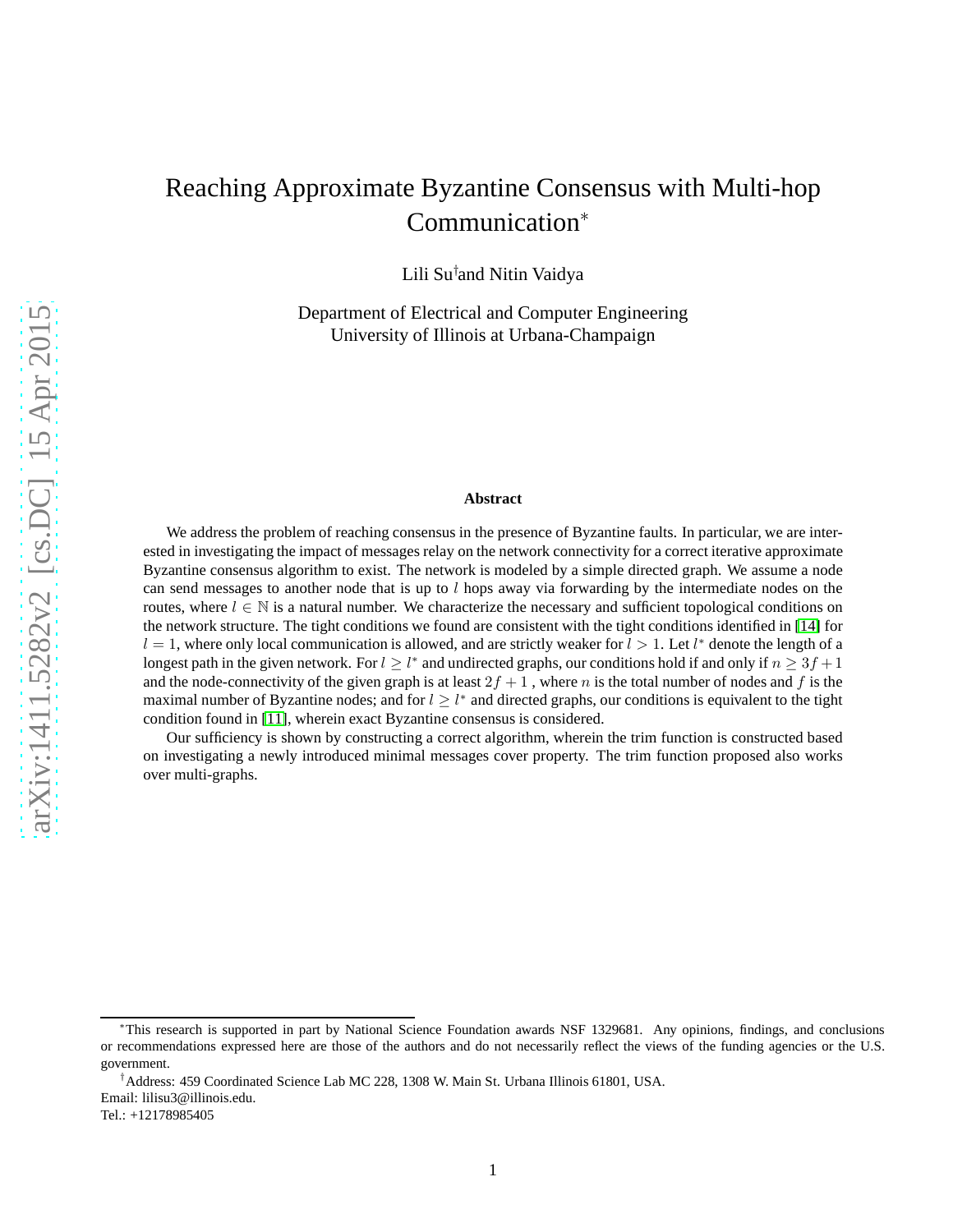# Reaching Approximate Byzantine Consensus with Multi-hop Communication*

Lili Su[†]and Nitin Vaidya

Department of Electrical and Computer Engineering
University of Illinois at Urbana-Champaign

## Abstract

We address the problem of reaching consensus in the presence of Byzantine faults. In particular, we are interested in investigating the impact of messages relay on the network connectivity for a correct iterative approximate Byzantine consensus algorithm to exist. The network is modeled by a simple directed graph. We assume a node can send messages to another node that is up to $l$ hops away via forwarding by the intermediate nodes on the routes, where $l \in \mathbb{N}$ is a natural number. We characterize the necessary and sufficient topological conditions on the network structure. The tight conditions we found are consistent with the tight conditions identified in [14] for $l = 1$, where only local communication is allowed, and are strictly weaker for $l > 1$. Let $l^*$ denote the length of a longest path in the given network. For $l \geq l^*$ and undirected graphs, our conditions hold if and only if $n \geq 3f + 1$ and the node-connectivity of the given graph is at least $2f + 1$ , where $n$ is the total number of nodes and $f$ is the maximal number of Byzantine nodes; and for $l \geq l^*$ and directed graphs, our conditions is equivalent to the tight condition found in [11], wherein exact Byzantine consensus is considered.

Our sufficiency is shown by constructing a correct algorithm, wherein the trim function is constructed based on investigating a newly introduced minimal messages cover property. The trim function proposed also works over multi-graphs.

---

*This research is supported in part by National Science Foundation awards NSF 1329681. Any opinions, findings, and conclusions or recommendations expressed here are those of the authors and do not necessarily reflect the views of the funding agencies or the U.S. government.

[†]Address: 459 Coordinated Science Lab MC 228, 1308 W. Main St. Urbana Illinois 61801, USA.
Email: lilisu3@illinois.edu.
Tel.: +12178985405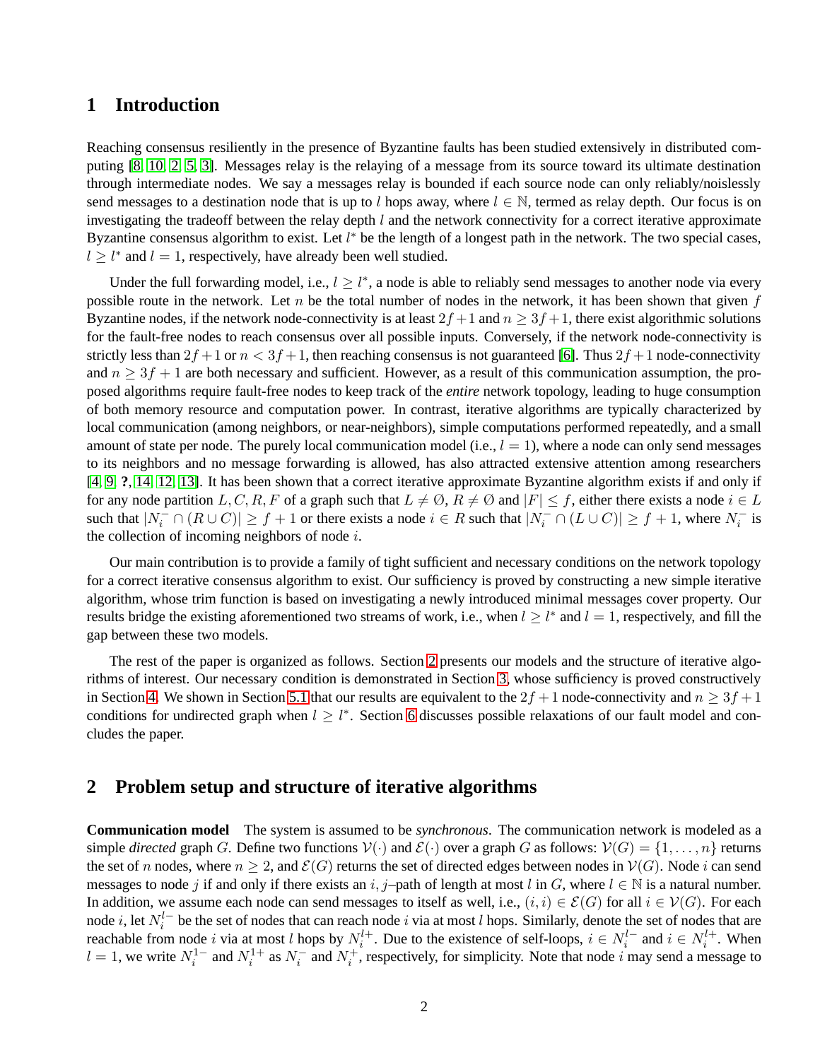# 1 Introduction

Reaching consensus resiliently in the presence of Byzantine faults has been studied extensively in distributed computing [8, 10, 2, 5, 3]. Messages relay is the relaying of a message from its source toward its ultimate destination through intermediate nodes. We say a messages relay is bounded if each source node can only reliably/noislessly send messages to a destination node that is up to $l$ hops away, where $l \in \mathbb{N}$, termed as relay depth. Our focus is on investigating the tradeoff between the relay depth $l$ and the network connectivity for a correct iterative approximate Byzantine consensus algorithm to exist. Let $l^*$ be the length of a longest path in the network. The two special cases, $l \geq l^*$ and $l = 1$, respectively, have already been well studied.

Under the full forwarding model, i.e., $l \geq l^*$, a node is able to reliably send messages to another node via every possible route in the network. Let $n$ be the total number of nodes in the network, it has been shown that given $f$ Byzantine nodes, if the network node-connectivity is at least $2f+1$ and $n \geq 3f+1$, there exist algorithmic solutions for the fault-free nodes to reach consensus over all possible inputs. Conversely, if the network node-connectivity is strictly less than $2f+1$ or $n < 3f+1$, then reaching consensus is not guaranteed [6]. Thus $2f+1$ node-connectivity and $n \geq 3f+1$ are both necessary and sufficient. However, as a result of this communication assumption, the proposed algorithms require fault-free nodes to keep track of the *entire* network topology, leading to huge consumption of both memory resource and computation power. In contrast, iterative algorithms are typically characterized by local communication (among neighbors, or near-neighbors), simple computations performed repeatedly, and a small amount of state per node. The purely local communication model (i.e., $l = 1$), where a node can only send messages to its neighbors and no message forwarding is allowed, has also attracted extensive attention among researchers [4, 9, **?**, 14, 12, 13]. It has been shown that a correct iterative approximate Byzantine algorithm exists if and only if for any node partition $L, C, R, F$ of a graph such that $L \neq \emptyset$, $R \neq \emptyset$ and $|F| \leq f$, either there exists a node $i \in L$ such that $|N_i^- \cap (R \cup C)| \geq f+1$ or there exists a node $i \in R$ such that $|N_i^- \cap (L \cup C)| \geq f+1$, where $N_i^-$ is the collection of incoming neighbors of node $i$.

Our main contribution is to provide a family of tight sufficient and necessary conditions on the network topology for a correct iterative consensus algorithm to exist. Our sufficiency is proved by constructing a new simple iterative algorithm, whose trim function is based on investigating a newly introduced minimal messages cover property. Our results bridge the existing aforementioned two streams of work, i.e., when $l \geq l^*$ and $l = 1$, respectively, and fill the gap between these two models.

The rest of the paper is organized as follows. Section 2 presents our models and the structure of iterative algorithms of interest. Our necessary condition is demonstrated in Section 3, whose sufficiency is proved constructively in Section 4. We shown in Section 5.1 that our results are equivalent to the $2f+1$ node-connectivity and $n \geq 3f+1$ conditions for undirected graph when $l \geq l^*$. Section 6 discusses possible relaxations of our fault model and concludes the paper.

# 2 Problem setup and structure of iterative algorithms

**Communication model** The system is assumed to be *synchronous*. The communication network is modeled as a simple *directed* graph $G$. Define two functions $\mathcal{V}(\cdot)$ and $\mathcal{E}(\cdot)$ over a graph $G$ as follows: $\mathcal{V}(G) = \{1, \ldots, n\}$ returns the set of $n$ nodes, where $n \geq 2$, and $\mathcal{E}(G)$ returns the set of directed edges between nodes in $\mathcal{V}(G)$. Node $i$ can send messages to node $j$ if and only if there exists an $i,j$–path of length at most $l$ in $G$, where $l \in \mathbb{N}$ is a natural number. In addition, we assume each node can send messages to itself as well, i.e., $(i,i) \in \mathcal{E}(G)$ for all $i \in \mathcal{V}(G)$. For each node $i$, let $N_i^{l-}$ be the set of nodes that can reach node $i$ via at most $l$ hops. Similarly, denote the set of nodes that are reachable from node $i$ via at most $l$ hops by $N_i^{l+}$. Due to the existence of self-loops, $i \in N_i^{l-}$ and $i \in N_i^{l+}$. When $l = 1$, we write $N_i^{1-}$ and $N_i^{1+}$ as $N_i^-$ and $N_i^+$, respectively, for simplicity. Note that node $i$ may send a message to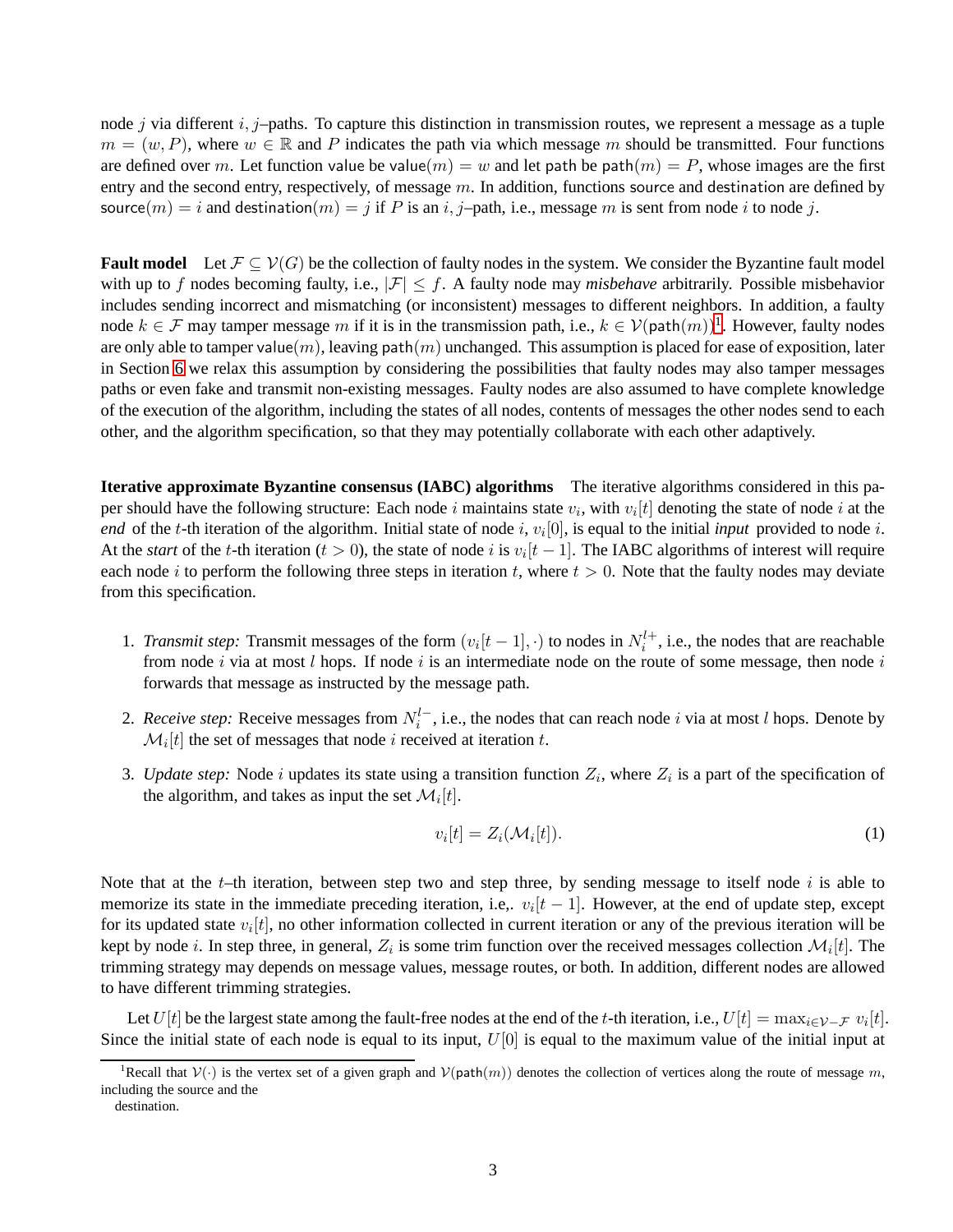node $j$ via different $i,j$–paths. To capture this distinction in transmission routes, we represent a message as a tuple $m = (w, P)$, where $w \in \mathbb{R}$ and $P$ indicates the path via which message $m$ should be transmitted. Four functions are defined over $m$. Let function value be $\mathsf{value}(m) = w$ and let path be $\mathsf{path}(m) = P$, whose images are the first entry and the second entry, respectively, of message $m$. In addition, functions source and destination are defined by $\mathsf{source}(m) = i$ and $\mathsf{destination}(m) = j$ if $P$ is an $i,j$–path, i.e., message $m$ is sent from node $i$ to node $j$.

**Fault model** Let $\mathcal{F} \subseteq \mathcal{V}(G)$ be the collection of faulty nodes in the system. We consider the Byzantine fault model with up to $f$ nodes becoming faulty, i.e., $|\mathcal{F}| \leq f$. A faulty node may *misbehave* arbitrarily. Possible misbehavior includes sending incorrect and mismatching (or inconsistent) messages to different neighbors. In addition, a faulty node $k \in \mathcal{F}$ may tamper message $m$ if it is in the transmission path, i.e., $k \in \mathcal{V}(\mathsf{path}(m))$[1]. However, faulty nodes are only able to tamper $\mathsf{value}(m)$, leaving $\mathsf{path}(m)$ unchanged. This assumption is placed for ease of exposition, later in Section 6 we relax this assumption by considering the possibilities that faulty nodes may also tamper messages paths or even fake and transmit non-existing messages. Faulty nodes are also assumed to have complete knowledge of the execution of the algorithm, including the states of all nodes, contents of messages the other nodes send to each other, and the algorithm specification, so that they may potentially collaborate with each other adaptively.

**Iterative approximate Byzantine consensus (IABC) algorithms** The iterative algorithms considered in this paper should have the following structure: Each node $i$ maintains state $v_i$, with $v_i[t]$ denoting the state of node $i$ at the *end* of the $t$-th iteration of the algorithm. Initial state of node $i$, $v_i[0]$, is equal to the initial *input* provided to node $i$. At the *start* of the $t$-th iteration ($t > 0$), the state of node $i$ is $v_i[t-1]$. The IABC algorithms of interest will require each node $i$ to perform the following three steps in iteration $t$, where $t > 0$. Note that the faulty nodes may deviate from this specification.

1. *Transmit step:* Transmit messages of the form $(v_i[t-1], \cdot)$ to nodes in $N_i^{l+}$, i.e., the nodes that are reachable from node $i$ via at most $l$ hops. If node $i$ is an intermediate node on the route of some message, then node $i$ forwards that message as instructed by the message path.
2. *Receive step:* Receive messages from $N_i^{l-}$, i.e., the nodes that can reach node $i$ via at most $l$ hops. Denote by $\mathcal{M}_i[t]$ the set of messages that node $i$ received at iteration $t$.
3. *Update step:* Node $i$ updates its state using a transition function $Z_i$, where $Z_i$ is a part of the specification of the algorithm, and takes as input the set $\mathcal{M}_i[t]$.

$$v_i[t] = Z_i(\mathcal{M}_i[t]). \tag{1}$$

Note that at the $t$–th iteration, between step two and step three, by sending message to itself node $i$ is able to memorize its state in the immediate preceding iteration, i.e,. $v_i[t-1]$. However, at the end of update step, except for its updated state $v_i[t]$, no other information collected in current iteration or any of the previous iteration will be kept by node $i$. In step three, in general, $Z_i$ is some trim function over the received messages collection $\mathcal{M}_i[t]$. The trimming strategy may depends on message values, message routes, or both. In addition, different nodes are allowed to have different trimming strategies.

Let $U[t]$ be the largest state among the fault-free nodes at the end of the $t$-th iteration, i.e., $U[t] = \max_{i \in \mathcal{V}-\mathcal{F}} v_i[t]$. Since the initial state of each node is equal to its input, $U[0]$ is equal to the maximum value of the initial input at

[1] Recall that $\mathcal{V}(\cdot)$ is the vertex set of a given graph and $\mathcal{V}(\mathsf{path}(m))$ denotes the collection of vertices along the route of message $m$, including the source and the destination.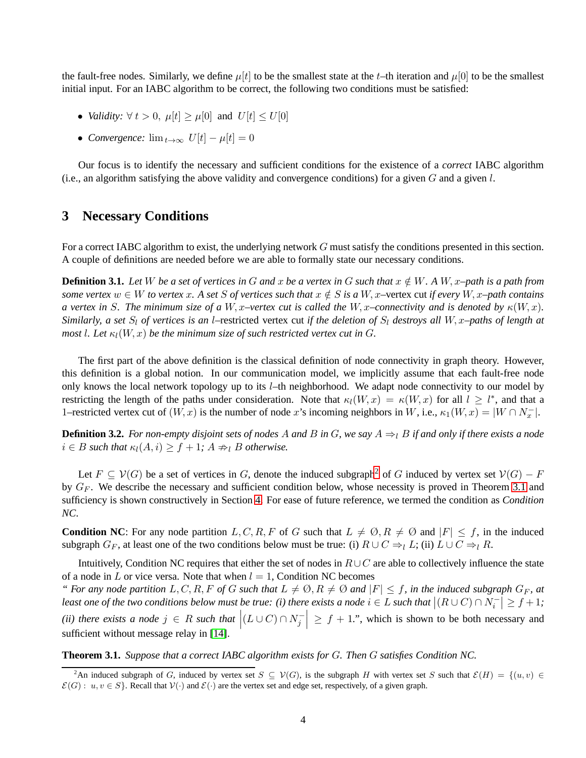the fault-free nodes. Similarly, we define $\mu[t]$ to be the smallest state at the $t$–th iteration and $\mu[0]$ to be the smallest initial input. For an IABC algorithm to be correct, the following two conditions must be satisfied:

- *Validity:* $\forall\, t > 0,\ \mu[t] \geq \mu[0]$ and $U[t] \leq U[0]$
- *Convergence:* $\lim_{t\to\infty} U[t] - \mu[t] = 0$

Our focus is to identify the necessary and sufficient conditions for the existence of a *correct* IABC algorithm (i.e., an algorithm satisfying the above validity and convergence conditions) for a given $G$ and a given $l$.

## 3 Necessary Conditions

For a correct IABC algorithm to exist, the underlying network $G$ must satisfy the conditions presented in this section. A couple of definitions are needed before we are able to formally state our necessary conditions.

**Definition 3.1.** *Let $W$ be a set of vertices in $G$ and $x$ be a vertex in $G$ such that $x \notin W$. A $W, x$–path is a path from some vertex $w \in W$ to vertex $x$. A set $S$ of vertices such that $x \notin S$ is a $W, x$–*vertex cut *if every $W, x$–path contains a vertex in $S$. The minimum size of a $W, x$–vertex cut is called the $W, x$–connectivity and is denoted by $\kappa(W, x)$. Similarly, a set $S_l$ of vertices is an $l$–*restricted vertex cut *if the deletion of $S_l$ destroys all $W, x$–paths of length at most $l$. Let $\kappa_l(W, x)$ be the minimum size of such restricted vertex cut in $G$.*

The first part of the above definition is the classical definition of node connectivity in graph theory. However, this definition is a global notion. In our communication model, we implicitly assume that each fault-free node only knows the local network topology up to its $l$–th neighborhood. We adapt node connectivity to our model by restricting the length of the paths under consideration. Note that $\kappa_l(W, x) = \kappa(W, x)$ for all $l \geq l^*$, and that a 1–restricted vertex cut of $(W, x)$ is the number of node $x$'s incoming neighbors in $W$, i.e., $\kappa_1(W, x) = |W \cap N_x^-|$.

**Definition 3.2.** *For non-empty disjoint sets of nodes $A$ and $B$ in $G$, we say $A \Rightarrow_l B$ if and only if there exists a node $i \in B$ such that $\kappa_l(A, i) \geq f + 1$; $A \not\Rightarrow_l B$ otherwise.*

Let $F \subseteq \mathcal{V}(G)$ be a set of vertices in $G$, denote the induced subgraph[2] of $G$ induced by vertex set $\mathcal{V}(G) - F$ by $G_F$. We describe the necessary and sufficient condition below, whose necessity is proved in Theorem 3.1 and sufficiency is shown constructively in Section 4. For ease of future reference, we termed the condition as *Condition NC*.

**Condition NC**: For any node partition $L, C, R, F$ of $G$ such that $L \neq \emptyset, R \neq \emptyset$ and $|F| \leq f$, in the induced subgraph $G_F$, at least one of the two conditions below must be true: (i) $R \cup C \Rightarrow_l L$; (ii) $L \cup C \Rightarrow_l R$.

Intuitively, Condition NC requires that either the set of nodes in $R \cup C$ are able to collectively influence the state of a node in $L$ or vice versa. Note that when $l = 1$, Condition NC becomes
"*For any node partition $L, C, R, F$ of $G$ such that $L \neq \emptyset, R \neq \emptyset$ and $|F| \leq f$, in the induced subgraph $G_F$, at least one of the two conditions below must be true: (i) there exists a node $i \in L$ such that $\left|(R \cup C) \cap N_i^-\right| \geq f + 1$; (ii) there exists a node $j \in R$ such that $\left|(L \cup C) \cap N_j^-\right| \geq f + 1$.*", which is shown to be both necessary and sufficient without message relay in [14].

**Theorem 3.1.** *Suppose that a correct IABC algorithm exists for $G$. Then $G$ satisfies Condition NC.*

[2] An induced subgraph of $G$, induced by vertex set $S \subseteq \mathcal{V}(G)$, is the subgraph $H$ with vertex set $S$ such that $\mathcal{E}(H) = \{(u, v) \in \mathcal{E}(G) :\ u, v \in S\}$. Recall that $\mathcal{V}(\cdot)$ and $\mathcal{E}(\cdot)$ are the vertex set and edge set, respectively, of a given graph.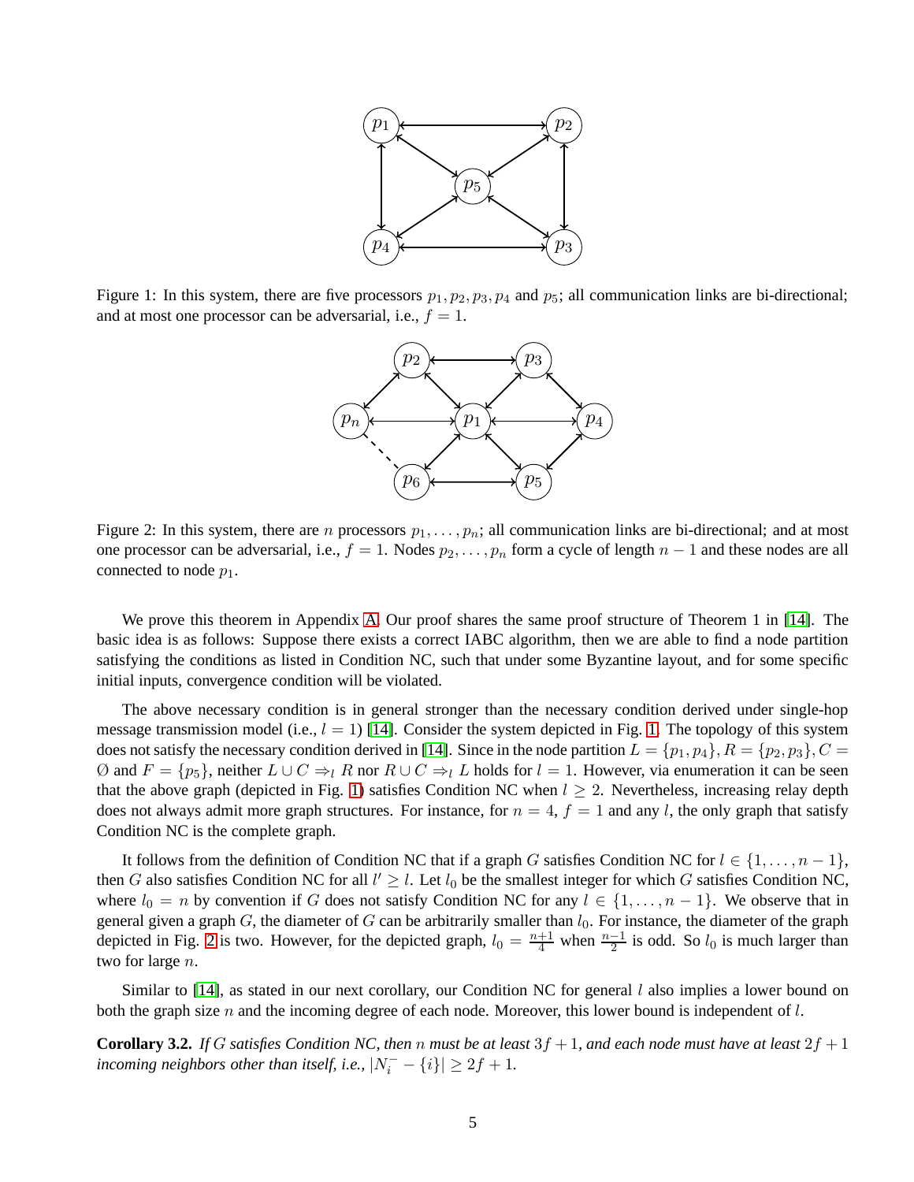Figure 1: In this system, there are five processors $p_1, p_2, p_3, p_4$ and $p_5$; all communication links are bi-directional; and at most one processor can be adversarial, i.e., $f = 1$.

Figure 2: In this system, there are $n$ processors $p_1, \dots, p_n$; all communication links are bi-directional; and at most one processor can be adversarial, i.e., $f = 1$. Nodes $p_2, \dots, p_n$ form a cycle of length $n - 1$ and these nodes are all connected to node $p_1$.

We prove this theorem in Appendix A. Our proof shares the same proof structure of Theorem 1 in [14]. The basic idea is as follows: Suppose there exists a correct IABC algorithm, then we are able to find a node partition satisfying the conditions as listed in Condition NC, such that under some Byzantine layout, and for some specific initial inputs, convergence condition will be violated.

The above necessary condition is in general stronger than the necessary condition derived under single-hop message transmission model (i.e., $l = 1$) [14]. Consider the system depicted in Fig. 1. The topology of this system does not satisfy the necessary condition derived in [14]. Since in the node partition $L = \{p_1, p_4\}, R = \{p_2, p_3\}, C = \emptyset$ and $F = \{p_5\}$, neither $L \cup C \Rightarrow_l R$ nor $R \cup C \Rightarrow_l L$ holds for $l = 1$. However, via enumeration it can be seen that the above graph (depicted in Fig. 1) satisfies Condition NC when $l \geq 2$. Nevertheless, increasing relay depth does not always admit more graph structures. For instance, for $n = 4$, $f = 1$ and any $l$, the only graph that satisfy Condition NC is the complete graph.

It follows from the definition of Condition NC that if a graph $G$ satisfies Condition NC for $l \in \{1, \dots, n-1\}$, then $G$ also satisfies Condition NC for all $l' \geq l$. Let $l_0$ be the smallest integer for which $G$ satisfies Condition NC, where $l_0 = n$ by convention if $G$ does not satisfy Condition NC for any $l \in \{1, \dots, n-1\}$. We observe that in general given a graph $G$, the diameter of $G$ can be arbitrarily smaller than $l_0$. For instance, the diameter of the graph depicted in Fig. 2 is two. However, for the depicted graph, $l_0 = \frac{n+1}{4}$ when $\frac{n-1}{2}$ is odd. So $l_0$ is much larger than two for large $n$.

Similar to [14], as stated in our next corollary, our Condition NC for general $l$ also implies a lower bound on both the graph size $n$ and the incoming degree of each node. Moreover, this lower bound is independent of $l$.

**Corollary 3.2.** *If $G$ satisfies Condition NC, then $n$ must be at least $3f + 1$, and each node must have at least $2f + 1$ incoming neighbors other than itself, i.e., $|N_i^- - \{i\}| \geq 2f + 1$.*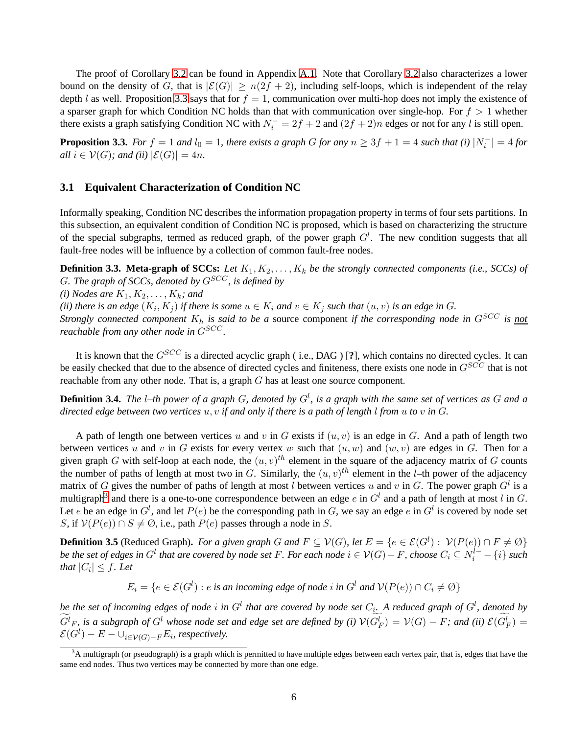The proof of Corollary 3.2 can be found in Appendix A.1. Note that Corollary 3.2 also characterizes a lower bound on the density of $G$, that is $|\mathcal{E}(G)| \geq n(2f+2)$, including self-loops, which is independent of the relay depth $l$ as well. Proposition 3.3 says that for $f = 1$, communication over multi-hop does not imply the existence of a sparser graph for which Condition NC holds than that with communication over single-hop. For $f > 1$ whether there exists a graph satisfying Condition NC with $N_i^- = 2f+2$ and $(2f+2)n$ edges or not for any $l$ is still open.

**Proposition 3.3.** *For $f = 1$ and $l_0 = 1$, there exists a graph $G$ for any $n \geq 3f+1 = 4$ such that (i) $|N_i^-| = 4$ for all $i \in \mathcal{V}(G)$; and (ii) $|\mathcal{E}(G)| = 4n$.*

### 3.1 Equivalent Characterization of Condition NC

Informally speaking, Condition NC describes the information propagation property in terms of four sets partitions. In this subsection, an equivalent condition of Condition NC is proposed, which is based on characterizing the structure of the special subgraphs, termed as reduced graph, of the power graph $G^l$. The new condition suggests that all fault-free nodes will be influence by a collection of common fault-free nodes.

**Definition 3.3. Meta-graph of SCCs:** *Let $K_1, K_2, \ldots, K_k$ be the strongly connected components (i.e., SCCs) of $G$. The graph of SCCs, denoted by $G^{SCC}$, is defined by*
*(i) Nodes are $K_1, K_2, \ldots, K_k$; and*
*(ii) there is an edge $(K_i, K_j)$ if there is some $u \in K_i$ and $v \in K_j$ such that $(u, v)$ is an edge in $G$.*
*Strongly connected component $K_h$ is said to be a* source component *if the corresponding node in $G^{SCC}$ is not reachable from any other node in $G^{SCC}$.*

It is known that the $G^{SCC}$ is a directed acyclic graph ( i.e., DAG ) [?], which contains no directed cycles. It can be easily checked that due to the absence of directed cycles and finiteness, there exists one node in $G^{SCC}$ that is not reachable from any other node. That is, a graph $G$ has at least one source component.

**Definition 3.4.** *The $l$–th power of a graph $G$, denoted by $G^l$, is a graph with the same set of vertices as $G$ and a directed edge between two vertices $u, v$ if and only if there is a path of length $l$ from $u$ to $v$ in $G$.*

A path of length one between vertices $u$ and $v$ in $G$ exists if $(u, v)$ is an edge in $G$. And a path of length two between vertices $u$ and $v$ in $G$ exists for every vertex $w$ such that $(u, w)$ and $(w, v)$ are edges in $G$. Then for a given graph $G$ with self-loop at each node, the $(u, v)^{th}$ element in the square of the adjacency matrix of $G$ counts the number of paths of length at most two in $G$. Similarly, the $(u, v)^{th}$ element in the $l$–th power of the adjacency matrix of $G$ gives the number of paths of length at most $l$ between vertices $u$ and $v$ in $G$. The power graph $G^l$ is a multigraph[3] and there is a one-to-one correspondence between an edge $e$ in $G^l$ and a path of length at most $l$ in $G$. Let $e$ be an edge in $G^l$, and let $P(e)$ be the corresponding path in $G$, we say an edge $e$ in $G^l$ is covered by node set $S$, if $\mathcal{V}(P(e)) \cap S \neq \emptyset$, i.e., path $P(e)$ passes through a node in $S$.

**Definition 3.5** (Reduced Graph)**.** *For a given graph $G$ and $F \subseteq \mathcal{V}(G)$, let $E = \{e \in \mathcal{E}(G^l) : \mathcal{V}(P(e)) \cap F \neq \emptyset\}$ be the set of edges in $G^l$ that are covered by node set $F$. For each node $i \in \mathcal{V}(G) - F$, choose $C_i \subseteq N_i^{l-} - \{i\}$ such that $|C_i| \leq f$. Let*

$$E_i = \{e \in \mathcal{E}(G^l) : e \text{ is an incoming edge of node } i \text{ in } G^l \text{ and } \mathcal{V}(P(e)) \cap C_i \neq \emptyset\}$$

*be the set of incoming edges of node $i$ in $G^l$ that are covered by node set $C_i$. A reduced graph of $G^l$, denoted by $\widetilde{G^l}_F$, is a subgraph of $G^l$ whose node set and edge set are defined by (i) $\mathcal{V}(\widetilde{G^l_F}) = \mathcal{V}(G) - F$; and (ii) $\mathcal{E}(\widetilde{G^l_F}) = \mathcal{E}(G^l) - E - \cup_{i \in \mathcal{V}(G)-F} E_i$, respectively.*

---

[3] A multigraph (or pseudograph) is a graph which is permitted to have multiple edges between each vertex pair, that is, edges that have the same end nodes. Thus two vertices may be connected by more than one edge.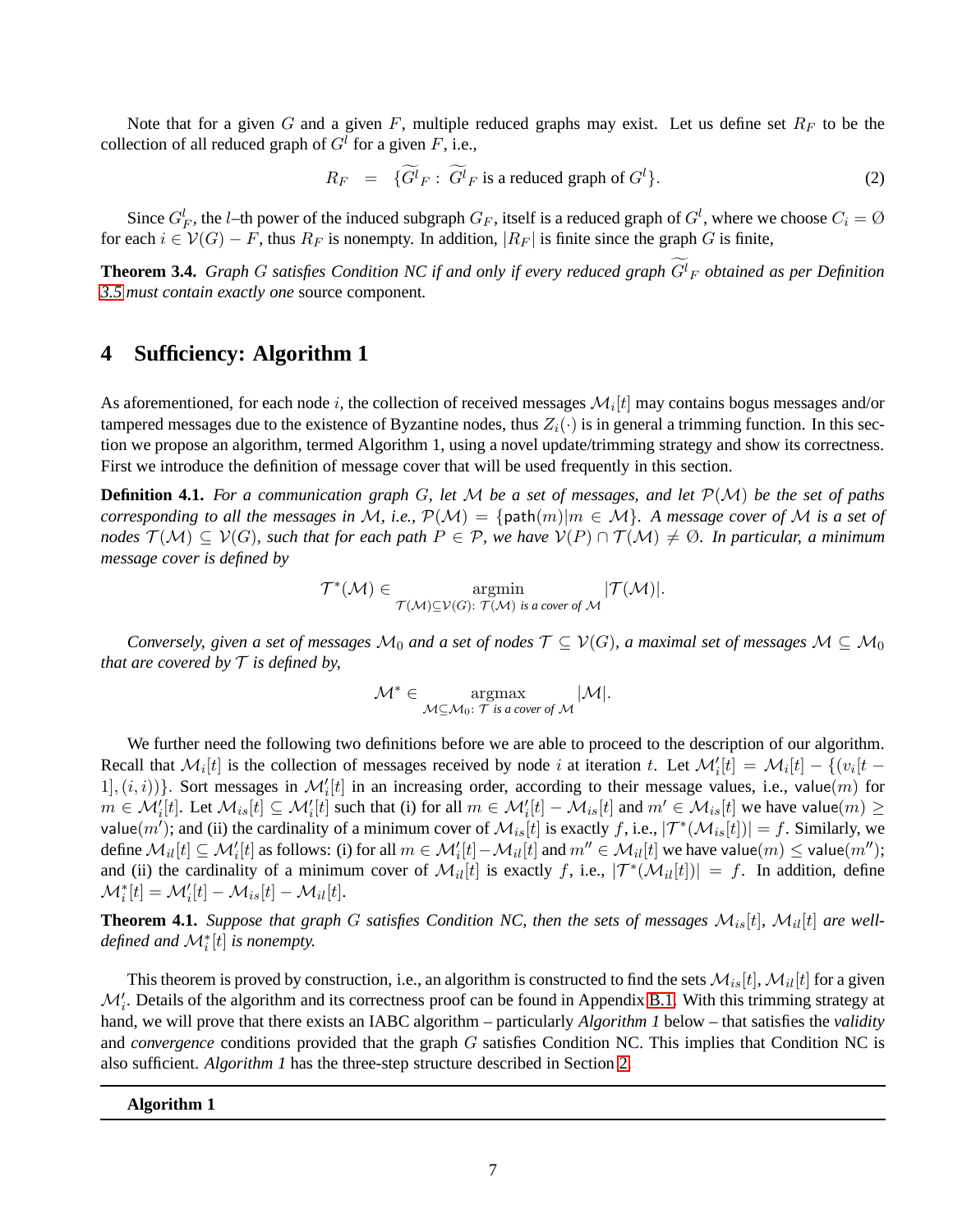Note that for a given $G$ and a given $F$, multiple reduced graphs may exist. Let us define set $R_F$ to be the collection of all reduced graph of $G^l$ for a given $F$, i.e.,

$$R_F \;=\; \{\widetilde{G^l}_F : \; \widetilde{G^l}_F \text{ is a reduced graph of } G^l\}. \tag{2}$$

Since $G^l_F$, the $l$–th power of the induced subgraph $G_F$, itself is a reduced graph of $G^l$, where we choose $C_i = \emptyset$ for each $i \in \mathcal{V}(G) - F$, thus $R_F$ is nonempty. In addition, $|R_F|$ is finite since the graph $G$ is finite,

**Theorem 3.4.** *Graph $G$ satisfies Condition NC if and only if every reduced graph $\widetilde{G^l}_F$ obtained as per Definition 3.5 must contain exactly one* source component*.*

# 4 Sufficiency: Algorithm 1

As aforementioned, for each node $i$, the collection of received messages $\mathcal{M}_i[t]$ may contains bogus messages and/or tampered messages due to the existence of Byzantine nodes, thus $Z_i(\cdot)$ is in general a trimming function. In this section we propose an algorithm, termed Algorithm 1, using a novel update/trimming strategy and show its correctness. First we introduce the definition of message cover that will be used frequently in this section.

**Definition 4.1.** *For a communication graph $G$, let $\mathcal{M}$ be a set of messages, and let $\mathcal{P}(\mathcal{M})$ be the set of paths corresponding to all the messages in $\mathcal{M}$, i.e., $\mathcal{P}(\mathcal{M}) = \{\mathsf{path}(m) | m \in \mathcal{M}\}$. A message cover of $\mathcal{M}$ is a set of nodes $\mathcal{T}(\mathcal{M}) \subseteq \mathcal{V}(G)$, such that for each path $P \in \mathcal{P}$, we have $\mathcal{V}(P) \cap \mathcal{T}(\mathcal{M}) \neq \emptyset$. In particular, a minimum message cover is defined by*

$$\mathcal{T}^*(\mathcal{M}) \in \underset{\mathcal{T}(\mathcal{M}) \subseteq \mathcal{V}(G):\ \mathcal{T}(\mathcal{M}) \text{ is a cover of } \mathcal{M}}{\operatorname{argmin}} |\mathcal{T}(\mathcal{M})|.$$

*Conversely, given a set of messages $\mathcal{M}_0$ and a set of nodes $\mathcal{T} \subseteq \mathcal{V}(G)$, a maximal set of messages $\mathcal{M} \subseteq \mathcal{M}_0$ that are covered by $\mathcal{T}$ is defined by,*

$$\mathcal{M}^* \in \underset{\mathcal{M} \subseteq \mathcal{M}_0:\ \mathcal{T} \text{ is a cover of } \mathcal{M}}{\operatorname{argmax}} |\mathcal{M}|.$$

We further need the following two definitions before we are able to proceed to the description of our algorithm. Recall that $\mathcal{M}_i[t]$ is the collection of messages received by node $i$ at iteration $t$. Let $\mathcal{M}'_i[t] = \mathcal{M}_i[t] - \{(v_i[t-1], (i,i))\}$. Sort messages in $\mathcal{M}'_i[t]$ in an increasing order, according to their message values, i.e., $\mathsf{value}(m)$ for $m \in \mathcal{M}'_i[t]$. Let $\mathcal{M}_{is}[t] \subseteq \mathcal{M}'_i[t]$ such that (i) for all $m \in \mathcal{M}'_i[t] - \mathcal{M}_{is}[t]$ and $m' \in \mathcal{M}_{is}[t]$ we have $\mathsf{value}(m) \geq \mathsf{value}(m')$; and (ii) the cardinality of a minimum cover of $\mathcal{M}_{is}[t]$ is exactly $f$, i.e., $|\mathcal{T}^*(\mathcal{M}_{is}[t])| = f$. Similarly, we define $\mathcal{M}_{il}[t] \subseteq \mathcal{M}'_i[t]$ as follows: (i) for all $m \in \mathcal{M}'_i[t] - \mathcal{M}_{il}[t]$ and $m'' \in \mathcal{M}_{il}[t]$ we have $\mathsf{value}(m) \leq \mathsf{value}(m'')$; and (ii) the cardinality of a minimum cover of $\mathcal{M}_{il}[t]$ is exactly $f$, i.e., $|\mathcal{T}^*(\mathcal{M}_{il}[t])| = f$. In addition, define $\mathcal{M}^*_i[t] = \mathcal{M}'_i[t] - \mathcal{M}_{is}[t] - \mathcal{M}_{il}[t]$.

**Theorem 4.1.** *Suppose that graph $G$ satisfies Condition NC, then the sets of messages $\mathcal{M}_{is}[t]$, $\mathcal{M}_{il}[t]$ are well-defined and $\mathcal{M}^*_i[t]$ is nonempty.*

This theorem is proved by construction, i.e., an algorithm is constructed to find the sets $\mathcal{M}_{is}[t]$, $\mathcal{M}_{il}[t]$ for a given $\mathcal{M}'_i$. Details of the algorithm and its correctness proof can be found in Appendix B.1. With this trimming strategy at hand, we will prove that there exists an IABC algorithm – particularly *Algorithm 1* below – that satisfies the *validity* and *convergence* conditions provided that the graph $G$ satisfies Condition NC. This implies that Condition NC is also sufficient. *Algorithm 1* has the three-step structure described in Section 2.

**Algorithm 1**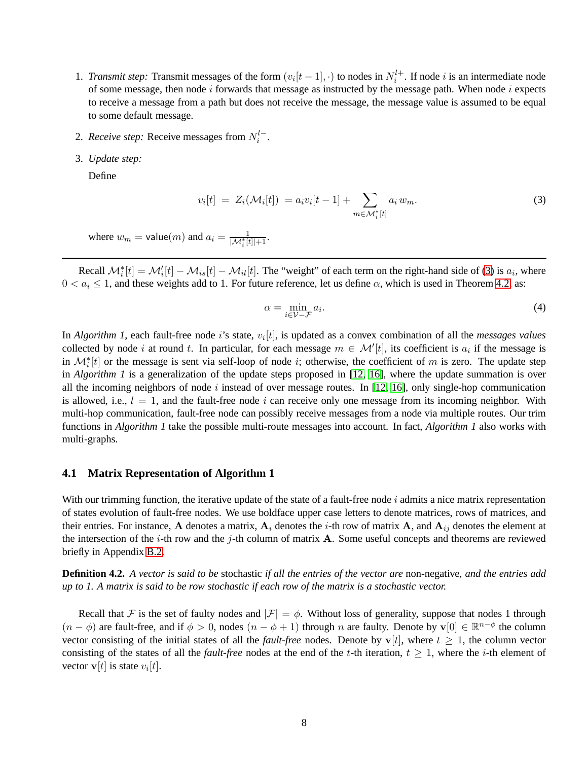1. *Transmit step:* Transmit messages of the form $(v_i[t-1], \cdot)$ to nodes in $N_i^{l+}$. If node $i$ is an intermediate node of some message, then node $i$ forwards that message as instructed by the message path. When node $i$ expects to receive a message from a path but does not receive the message, the message value is assumed to be equal to some default message.

2. *Receive step:* Receive messages from $N_i^{l-}$.

3. *Update step:*

   Define

$$v_i[t] \;=\; Z_i(\mathcal{M}_i[t]) \;= a_i v_i[t-1] + \sum_{m \in \mathcal{M}_i^*[t]} a_i \, w_m. \tag{3}$$

   where $w_m = \mathsf{value}(m)$ and $a_i = \frac{1}{|\mathcal{M}_i^*[t]|+1}$.

---

Recall $\mathcal{M}_i^*[t] = \mathcal{M}_i'[t] - \mathcal{M}_{is}[t] - \mathcal{M}_{il}[t]$. The "weight" of each term on the right-hand side of (3) is $a_i$, where $0 < a_i \leq 1$, and these weights add to 1. For future reference, let us define $\alpha$, which is used in Theorem 4.2, as:

$$\alpha = \min_{i \in \mathcal{V}-\mathcal{F}} a_i. \tag{4}$$

In *Algorithm 1*, each fault-free node $i$'s state, $v_i[t]$, is updated as a convex combination of all the *messages values* collected by node $i$ at round $t$. In particular, for each message $m \in \mathcal{M}'[t]$, its coefficient is $a_i$ if the message is in $\mathcal{M}_i^*[t]$ or the message is sent via self-loop of node $i$; otherwise, the coefficient of $m$ is zero. The update step in *Algorithm 1* is a generalization of the update steps proposed in [12, 16], where the update summation is over all the incoming neighbors of node $i$ instead of over message routes. In [12, 16], only single-hop communication is allowed, i.e., $l = 1$, and the fault-free node $i$ can receive only one message from its incoming neighbor. With multi-hop communication, fault-free node can possibly receive messages from a node via multiple routes. Our trim functions in *Algorithm 1* take the possible multi-route messages into account. In fact, *Algorithm 1* also works with multi-graphs.

### 4.1 Matrix Representation of Algorithm 1

With our trimming function, the iterative update of the state of a fault-free node $i$ admits a nice matrix representation of states evolution of fault-free nodes. We use boldface upper case letters to denote matrices, rows of matrices, and their entries. For instance, $\mathbf{A}$ denotes a matrix, $\mathbf{A}_i$ denotes the $i$-th row of matrix $\mathbf{A}$, and $\mathbf{A}_{ij}$ denotes the element at the intersection of the $i$-th row and the $j$-th column of matrix $\mathbf{A}$. Some useful concepts and theorems are reviewed briefly in Appendix B.2.

**Definition 4.2.** *A vector is said to be* stochastic *if all the entries of the vector are* non-negative*, and the entries add up to 1. A matrix is said to be row stochastic if each row of the matrix is a stochastic vector.*

Recall that $\mathcal{F}$ is the set of faulty nodes and $|\mathcal{F}| = \phi$. Without loss of generality, suppose that nodes 1 through $(n - \phi)$ are fault-free, and if $\phi > 0$, nodes $(n - \phi + 1)$ through $n$ are faulty. Denote by $\mathbf{v}[0] \in \mathbb{R}^{n-\phi}$ the column vector consisting of the initial states of all the *fault-free* nodes. Denote by $\mathbf{v}[t]$, where $t \geq 1$, the column vector consisting of the states of all the *fault-free* nodes at the end of the $t$-th iteration, $t \geq 1$, where the $i$-th element of vector $\mathbf{v}[t]$ is state $v_i[t]$.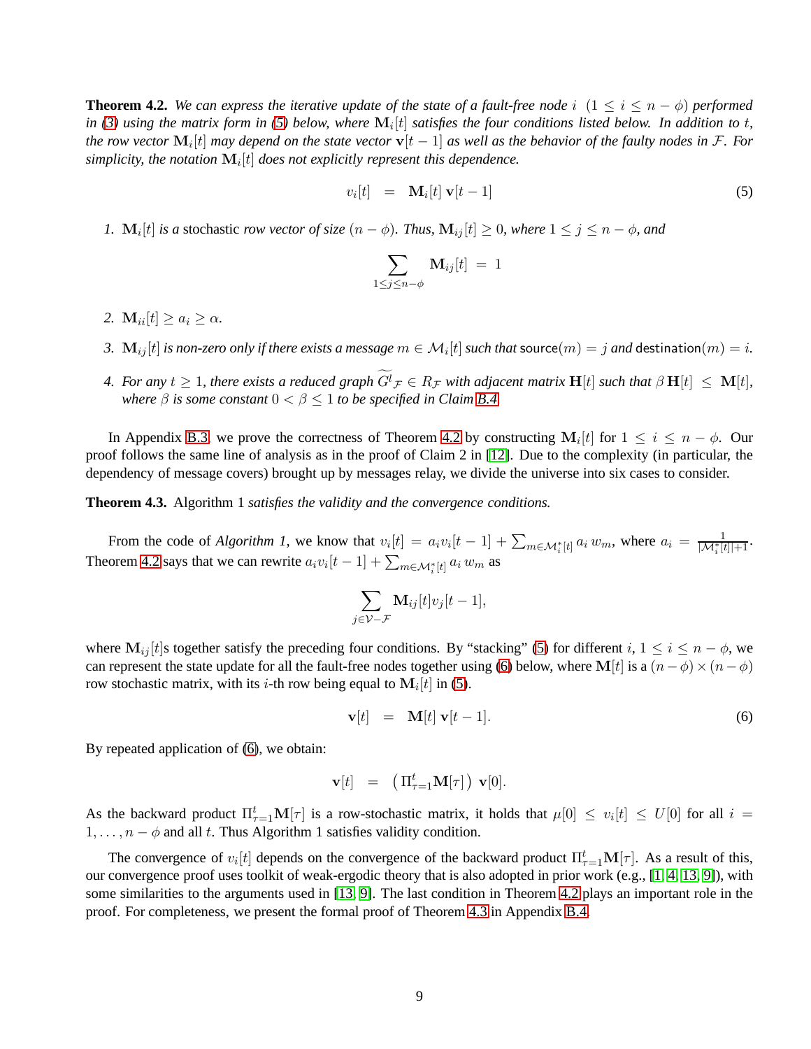**Theorem 4.2.** *We can express the iterative update of the state of a fault-free node $i$ $(1 \leq i \leq n - \phi)$ performed in (3) using the matrix form in (5) below, where $\mathbf{M}_i[t]$ satisfies the four conditions listed below. In addition to $t$, the row vector $\mathbf{M}_i[t]$ may depend on the state vector $\mathbf{v}[t-1]$ as well as the behavior of the faulty nodes in $\mathcal{F}$. For simplicity, the notation $\mathbf{M}_i[t]$ does not explicitly represent this dependence.*

$$v_i[t] \quad = \quad \mathbf{M}_i[t]\, \mathbf{v}[t-1] \tag{5}$$

1. *$\mathbf{M}_i[t]$ is a* stochastic *row vector of size $(n - \phi)$. Thus, $\mathbf{M}_{ij}[t] \geq 0$, where $1 \leq j \leq n - \phi$, and*

$$\sum_{1 \leq j \leq n-\phi} \mathbf{M}_{ij}[t] \ = \ 1$$

2. *$\mathbf{M}_{ii}[t] \geq a_i \geq \alpha$.*

3. *$\mathbf{M}_{ij}[t]$ is non-zero only if there exists a message $m \in \mathcal{M}_i[t]$ such that* source$(m) = j$ *and* destination$(m) = i$.

4. *For any $t \geq 1$, there exists a reduced graph $\widetilde{G^l}_{\mathcal{F}} \in R_{\mathcal{F}}$ with adjacent matrix $\mathbf{H}[t]$ such that $\beta\, \mathbf{H}[t] \ \leq \ \mathbf{M}[t]$, where $\beta$ is some constant $0 < \beta \leq 1$ to be specified in Claim B.4.*

In Appendix B.3, we prove the correctness of Theorem 4.2 by constructing $\mathbf{M}_i[t]$ for $1 \leq i \leq n - \phi$. Our proof follows the same line of analysis as in the proof of Claim 2 in [12]. Due to the complexity (in particular, the dependency of message covers) brought up by messages relay, we divide the universe into six cases to consider.

**Theorem 4.3.** Algorithm 1 *satisfies the validity and the convergence conditions.*

From the code of *Algorithm 1*, we know that $v_i[t] = a_i v_i[t-1] + \sum_{m \in \mathcal{M}_i^*[t]} a_i\, w_m$, where $a_i = \frac{1}{|\mathcal{M}_i^*[t]|+1}$. Theorem 4.2 says that we can rewrite $a_i v_i[t-1] + \sum_{m \in \mathcal{M}_i^*[t]} a_i\, w_m$ as

$$\sum_{j \in \mathcal{V}-\mathcal{F}} \mathbf{M}_{ij}[t] v_j[t-1],$$

where $\mathbf{M}_{ij}[t]$s together satisfy the preceding four conditions. By "stacking" (5) for different $i$, $1 \leq i \leq n - \phi$, we can represent the state update for all the fault-free nodes together using (6) below, where $\mathbf{M}[t]$ is a $(n - \phi) \times (n - \phi)$ row stochastic matrix, with its $i$-th row being equal to $\mathbf{M}_i[t]$ in (5).

$$\mathbf{v}[t] \quad = \quad \mathbf{M}[t]\, \mathbf{v}[t-1]. \tag{6}$$

By repeated application of (6), we obtain:

$$\mathbf{v}[t] \quad = \quad \left(\Pi_{\tau=1}^{t} \mathbf{M}[\tau]\right)\, \mathbf{v}[0].$$

As the backward product $\Pi_{\tau=1}^{t} \mathbf{M}[\tau]$ is a row-stochastic matrix, it holds that $\mu[0] \leq v_i[t] \leq U[0]$ for all $i = 1, \ldots, n - \phi$ and all $t$. Thus Algorithm 1 satisfies validity condition.

The convergence of $v_i[t]$ depends on the convergence of the backward product $\Pi_{\tau=1}^{t} \mathbf{M}[\tau]$. As a result of this, our convergence proof uses toolkit of weak-ergodic theory that is also adopted in prior work (e.g., [1, 4, 13, 9]), with some similarities to the arguments used in [13, 9]. The last condition in Theorem 4.2 plays an important role in the proof. For completeness, we present the formal proof of Theorem 4.3 in Appendix B.4.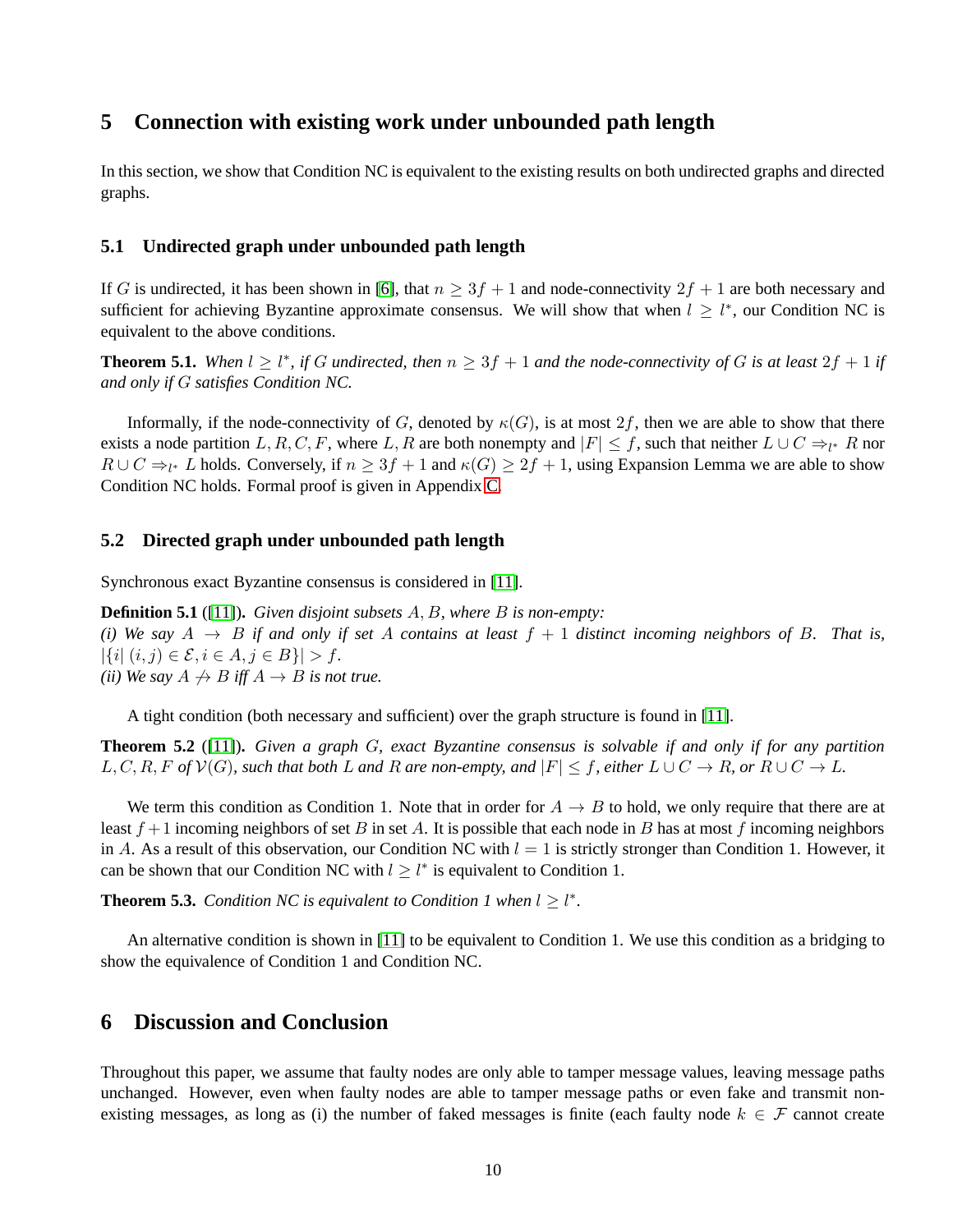## 5 Connection with existing work under unbounded path length

In this section, we show that Condition NC is equivalent to the existing results on both undirected graphs and directed graphs.

### 5.1 Undirected graph under unbounded path length

If $G$ is undirected, it has been shown in [6], that $n \geq 3f+1$ and node-connectivity $2f+1$ are both necessary and sufficient for achieving Byzantine approximate consensus. We will show that when $l \geq l^*$, our Condition NC is equivalent to the above conditions.

**Theorem 5.1.** *When $l \geq l^*$, if $G$ undirected, then $n \geq 3f+1$ and the node-connectivity of $G$ is at least $2f+1$ if and only if $G$ satisfies Condition NC.*

Informally, if the node-connectivity of $G$, denoted by $\kappa(G)$, is at most $2f$, then we are able to show that there exists a node partition $L, R, C, F$, where $L, R$ are both nonempty and $|F| \leq f$, such that neither $L \cup C \Rightarrow_{l^*} R$ nor $R \cup C \Rightarrow_{l^*} L$ holds. Conversely, if $n \geq 3f+1$ and $\kappa(G) \geq 2f+1$, using Expansion Lemma we are able to show Condition NC holds. Formal proof is given in Appendix C.

### 5.2 Directed graph under unbounded path length

Synchronous exact Byzantine consensus is considered in [11].

**Definition 5.1** ([11])**.** *Given disjoint subsets $A, B$, where $B$ is non-empty:*
*(i) We say $A \rightarrow B$ if and only if set $A$ contains at least $f+1$ distinct incoming neighbors of $B$. That is, $|\{i|\ (i,j) \in \mathcal{E}, i \in A, j \in B\}| > f$.*
*(ii) We say $A \not\rightarrow B$ iff $A \rightarrow B$ is not true.*

A tight condition (both necessary and sufficient) over the graph structure is found in [11].

**Theorem 5.2** ([11])**.** *Given a graph $G$, exact Byzantine consensus is solvable if and only if for any partition $L, C, R, F$ of $\mathcal{V}(G)$, such that both $L$ and $R$ are non-empty, and $|F| \leq f$, either $L \cup C \rightarrow R$, or $R \cup C \rightarrow L$.*

We term this condition as Condition 1. Note that in order for $A \rightarrow B$ to hold, we only require that there are at least $f+1$ incoming neighbors of set $B$ in set $A$. It is possible that each node in $B$ has at most $f$ incoming neighbors in $A$. As a result of this observation, our Condition NC with $l = 1$ is strictly stronger than Condition 1. However, it can be shown that our Condition NC with $l \geq l^*$ is equivalent to Condition 1.

**Theorem 5.3.** *Condition NC is equivalent to Condition 1 when $l \geq l^*$.*

An alternative condition is shown in [11] to be equivalent to Condition 1. We use this condition as a bridging to show the equivalence of Condition 1 and Condition NC.

## 6 Discussion and Conclusion

Throughout this paper, we assume that faulty nodes are only able to tamper message values, leaving message paths unchanged. However, even when faulty nodes are able to tamper message paths or even fake and transmit non-existing messages, as long as (i) the number of faked messages is finite (each faulty node $k \in \mathcal{F}$ cannot create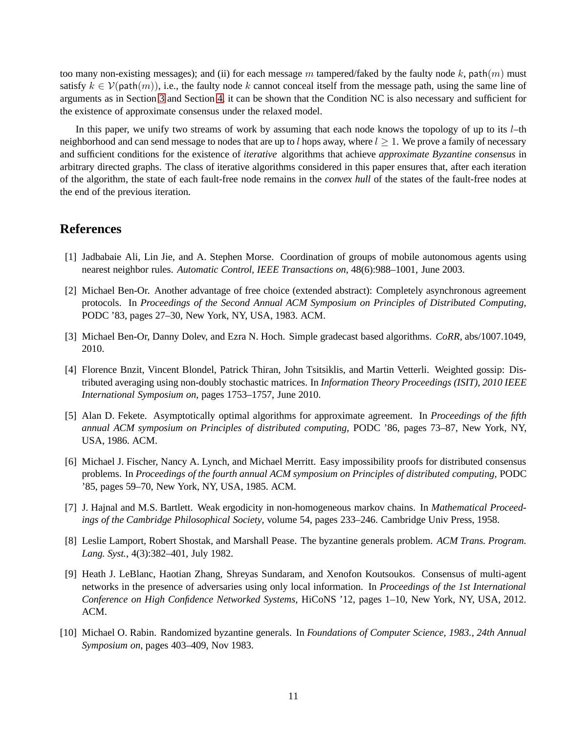too many non-existing messages); and (ii) for each message $m$ tampered/faked by the faulty node $k$, $\mathsf{path}(m)$ must satisfy $k \in \mathcal{V}(\mathsf{path}(m))$, i.e., the faulty node $k$ cannot conceal itself from the message path, using the same line of arguments as in Section 3 and Section 4, it can be shown that the Condition NC is also necessary and sufficient for the existence of approximate consensus under the relaxed model.

In this paper, we unify two streams of work by assuming that each node knows the topology of up to its $l$–th neighborhood and can send message to nodes that are up to $l$ hops away, where $l \geq 1$. We prove a family of necessary and sufficient conditions for the existence of *iterative* algorithms that achieve *approximate Byzantine consensus* in arbitrary directed graphs. The class of iterative algorithms considered in this paper ensures that, after each iteration of the algorithm, the state of each fault-free node remains in the *convex hull* of the states of the fault-free nodes at the end of the previous iteration.

## References

[1] Jadbabaie Ali, Lin Jie, and A. Stephen Morse. Coordination of groups of mobile autonomous agents using nearest neighbor rules. *Automatic Control, IEEE Transactions on*, 48(6):988–1001, June 2003.

[2] Michael Ben-Or. Another advantage of free choice (extended abstract): Completely asynchronous agreement protocols. In *Proceedings of the Second Annual ACM Symposium on Principles of Distributed Computing*, PODC '83, pages 27–30, New York, NY, USA, 1983. ACM.

[3] Michael Ben-Or, Danny Dolev, and Ezra N. Hoch. Simple gradecast based algorithms. *CoRR*, abs/1007.1049, 2010.

[4] Florence Bnzit, Vincent Blondel, Patrick Thiran, John Tsitsiklis, and Martin Vetterli. Weighted gossip: Distributed averaging using non-doubly stochastic matrices. In *Information Theory Proceedings (ISIT), 2010 IEEE International Symposium on*, pages 1753–1757, June 2010.

[5] Alan D. Fekete. Asymptotically optimal algorithms for approximate agreement. In *Proceedings of the fifth annual ACM symposium on Principles of distributed computing*, PODC '86, pages 73–87, New York, NY, USA, 1986. ACM.

[6] Michael J. Fischer, Nancy A. Lynch, and Michael Merritt. Easy impossibility proofs for distributed consensus problems. In *Proceedings of the fourth annual ACM symposium on Principles of distributed computing*, PODC '85, pages 59–70, New York, NY, USA, 1985. ACM.

[7] J. Hajnal and M.S. Bartlett. Weak ergodicity in non-homogeneous markov chains. In *Mathematical Proceedings of the Cambridge Philosophical Society*, volume 54, pages 233–246. Cambridge Univ Press, 1958.

[8] Leslie Lamport, Robert Shostak, and Marshall Pease. The byzantine generals problem. *ACM Trans. Program. Lang. Syst.*, 4(3):382–401, July 1982.

[9] Heath J. LeBlanc, Haotian Zhang, Shreyas Sundaram, and Xenofon Koutsoukos. Consensus of multi-agent networks in the presence of adversaries using only local information. In *Proceedings of the 1st International Conference on High Confidence Networked Systems*, HiCoNS '12, pages 1–10, New York, NY, USA, 2012. ACM.

[10] Michael O. Rabin. Randomized byzantine generals. In *Foundations of Computer Science, 1983., 24th Annual Symposium on*, pages 403–409, Nov 1983.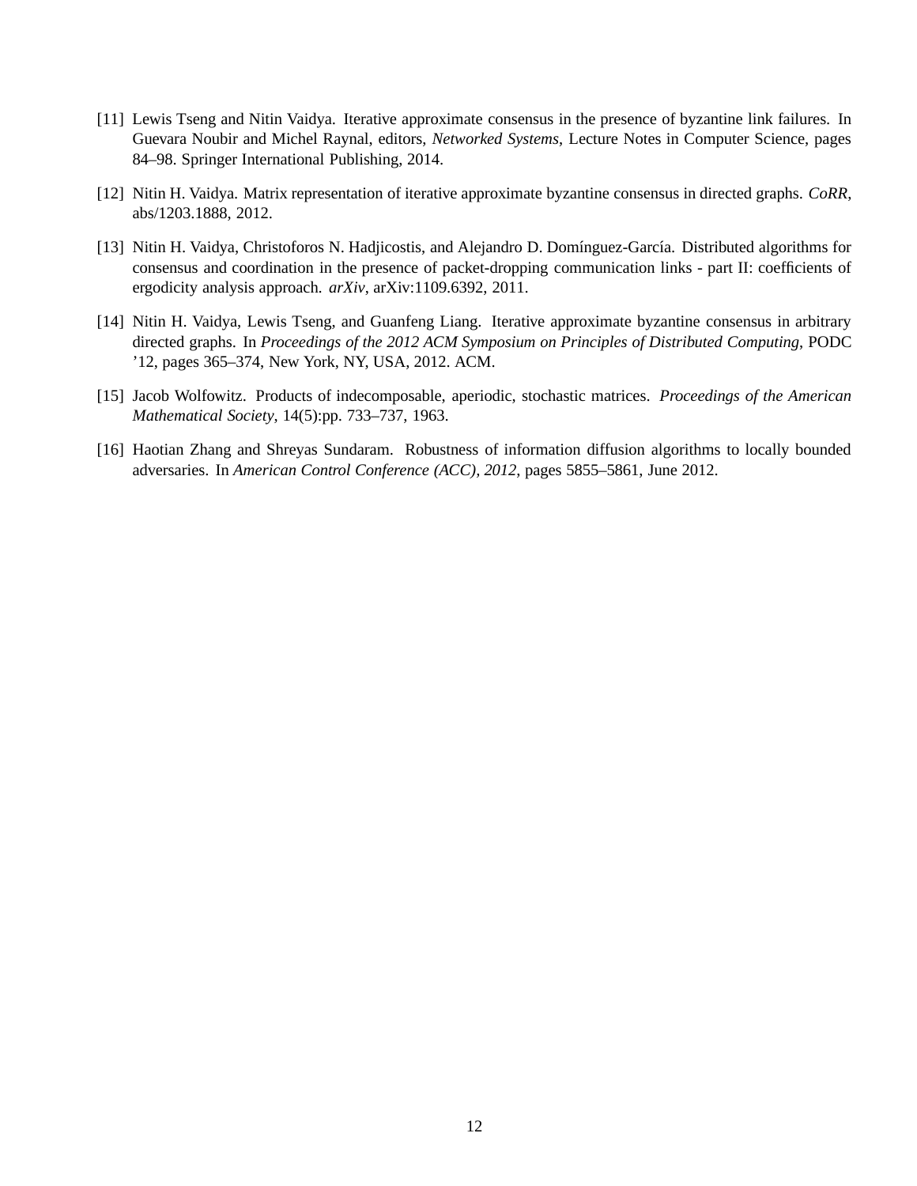[11] Lewis Tseng and Nitin Vaidya. Iterative approximate consensus in the presence of byzantine link failures. In Guevara Noubir and Michel Raynal, editors, *Networked Systems*, Lecture Notes in Computer Science, pages 84–98. Springer International Publishing, 2014.

[12] Nitin H. Vaidya. Matrix representation of iterative approximate byzantine consensus in directed graphs. *CoRR*, abs/1203.1888, 2012.

[13] Nitin H. Vaidya, Christoforos N. Hadjicostis, and Alejandro D. Domínguez-García. Distributed algorithms for consensus and coordination in the presence of packet-dropping communication links - part II: coefficients of ergodicity analysis approach. *arXiv*, arXiv:1109.6392, 2011.

[14] Nitin H. Vaidya, Lewis Tseng, and Guanfeng Liang. Iterative approximate byzantine consensus in arbitrary directed graphs. In *Proceedings of the 2012 ACM Symposium on Principles of Distributed Computing*, PODC '12, pages 365–374, New York, NY, USA, 2012. ACM.

[15] Jacob Wolfowitz. Products of indecomposable, aperiodic, stochastic matrices. *Proceedings of the American Mathematical Society*, 14(5):pp. 733–737, 1963.

[16] Haotian Zhang and Shreyas Sundaram. Robustness of information diffusion algorithms to locally bounded adversaries. In *American Control Conference (ACC), 2012*, pages 5855–5861, June 2012.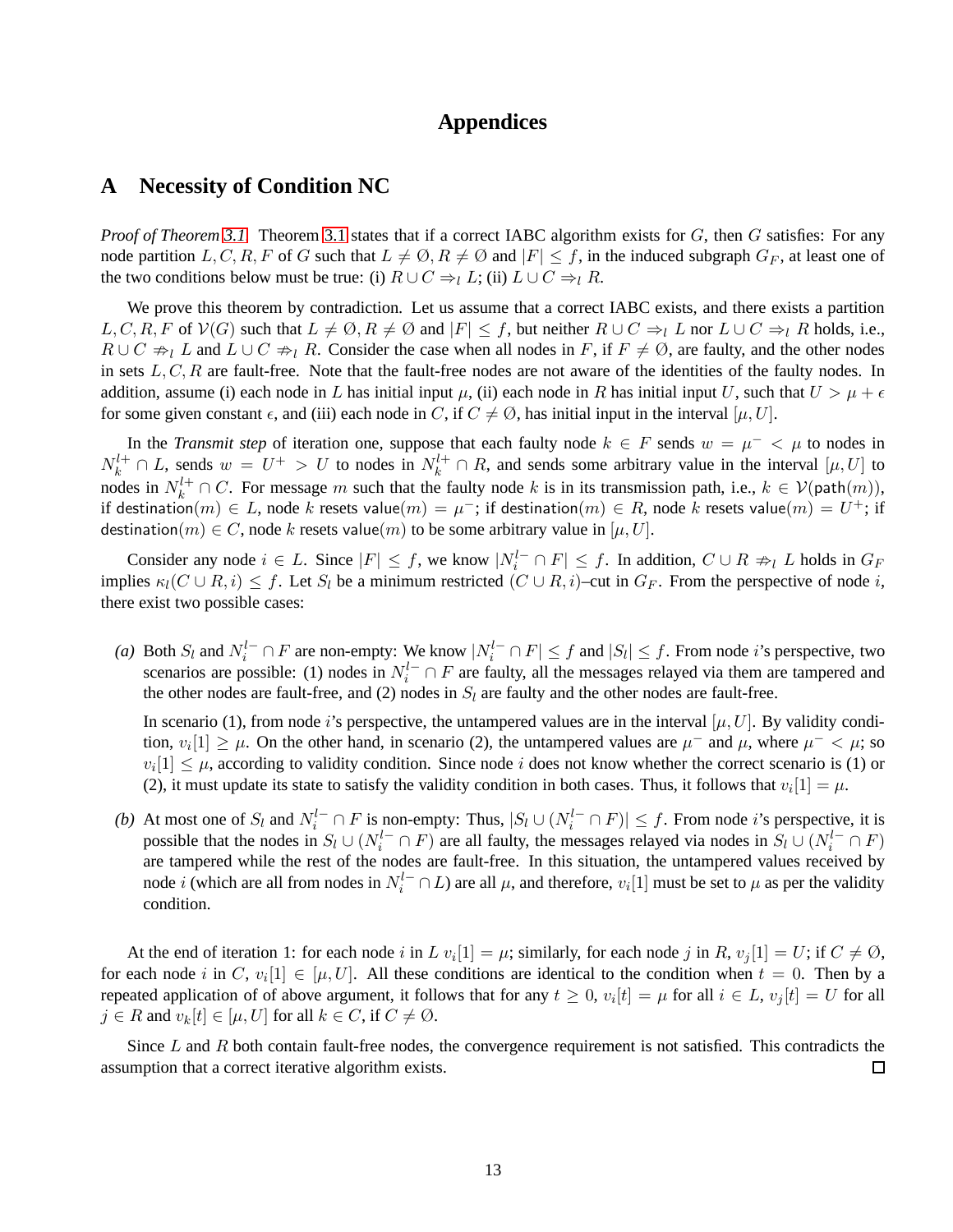# Appendices

## A Necessity of Condition NC

*Proof of Theorem 3.1.* Theorem 3.1 states that if a correct IABC algorithm exists for $G$, then $G$ satisfies: For any node partition $L, C, R, F$ of $G$ such that $L \neq \emptyset, R \neq \emptyset$ and $|F| \leq f$, in the induced subgraph $G_F$, at least one of the two conditions below must be true: (i) $R \cup C \Rightarrow_l L$; (ii) $L \cup C \Rightarrow_l R$.

We prove this theorem by contradiction. Let us assume that a correct IABC exists, and there exists a partition $L, C, R, F$ of $\mathcal{V}(G)$ such that $L \neq \emptyset, R \neq \emptyset$ and $|F| \leq f$, but neither $R \cup C \Rightarrow_l L$ nor $L \cup C \Rightarrow_l R$ holds, i.e., $R \cup C \not\Rightarrow_l L$ and $L \cup C \not\Rightarrow_l R$. Consider the case when all nodes in $F$, if $F \neq \emptyset$, are faulty, and the other nodes in sets $L, C, R$ are fault-free. Note that the fault-free nodes are not aware of the identities of the faulty nodes. In addition, assume (i) each node in $L$ has initial input $\mu$, (ii) each node in $R$ has initial input $U$, such that $U > \mu + \epsilon$ for some given constant $\epsilon$, and (iii) each node in $C$, if $C \neq \emptyset$, has initial input in the interval $[\mu, U]$.

In the *Transmit step* of iteration one, suppose that each faulty node $k \in F$ sends $w = \mu^- < \mu$ to nodes in $N_k^{l+} \cap L$, sends $w = U^+ > U$ to nodes in $N_k^{l+} \cap R$, and sends some arbitrary value in the interval $[\mu, U]$ to nodes in $N_k^{l+} \cap C$. For message $m$ such that the faulty node $k$ is in its transmission path, i.e., $k \in \mathcal{V}(\mathsf{path}(m))$, if $\mathsf{destination}(m) \in L$, node $k$ resets $\mathsf{value}(m) = \mu^-$; if $\mathsf{destination}(m) \in R$, node $k$ resets $\mathsf{value}(m) = U^+$; if $\mathsf{destination}(m) \in C$, node $k$ resets $\mathsf{value}(m)$ to be some arbitrary value in $[\mu, U]$.

Consider any node $i \in L$. Since $|F| \leq f$, we know $|N_i^{l-} \cap F| \leq f$. In addition, $C \cup R \not\Rightarrow_l L$ holds in $G_F$ implies $\kappa_l(C \cup R, i) \leq f$. Let $S_l$ be a minimum restricted $(C \cup R, i)$–cut in $G_F$. From the perspective of node $i$, there exist two possible cases:

*(a)* Both $S_l$ and $N_i^{l-} \cap F$ are non-empty: We know $|N_i^{l-} \cap F| \leq f$ and $|S_l| \leq f$. From node $i$'s perspective, two scenarios are possible: (1) nodes in $N_i^{l-} \cap F$ are faulty, all the messages relayed via them are tampered and the other nodes are fault-free, and (2) nodes in $S_l$ are faulty and the other nodes are fault-free.

In scenario (1), from node $i$'s perspective, the untampered values are in the interval $[\mu, U]$. By validity condition, $v_i[1] \geq \mu$. On the other hand, in scenario (2), the untampered values are $\mu^-$ and $\mu$, where $\mu^- < \mu$; so $v_i[1] \leq \mu$, according to validity condition. Since node $i$ does not know whether the correct scenario is (1) or (2), it must update its state to satisfy the validity condition in both cases. Thus, it follows that $v_i[1] = \mu$.

*(b)* At most one of $S_l$ and $N_i^{l-} \cap F$ is non-empty: Thus, $|S_l \cup (N_i^{l-} \cap F)| \leq f$. From node $i$'s perspective, it is possible that the nodes in $S_l \cup (N_i^{l-} \cap F)$ are all faulty, the messages relayed via nodes in $S_l \cup (N_i^{l-} \cap F)$ are tampered while the rest of the nodes are fault-free. In this situation, the untampered values received by node $i$ (which are all from nodes in $N_i^{l-} \cap L$) are all $\mu$, and therefore, $v_i[1]$ must be set to $\mu$ as per the validity condition.

At the end of iteration 1: for each node $i$ in $L$ $v_i[1] = \mu$; similarly, for each node $j$ in $R$, $v_j[1] = U$; if $C \neq \emptyset$, for each node $i$ in $C$, $v_i[1] \in [\mu, U]$. All these conditions are identical to the condition when $t = 0$. Then by a repeated application of of above argument, it follows that for any $t \geq 0$, $v_i[t] = \mu$ for all $i \in L$, $v_j[t] = U$ for all $j \in R$ and $v_k[t] \in [\mu, U]$ for all $k \in C$, if $C \neq \emptyset$.

Since $L$ and $R$ both contain fault-free nodes, the convergence requirement is not satisfied. This contradicts the assumption that a correct iterative algorithm exists. □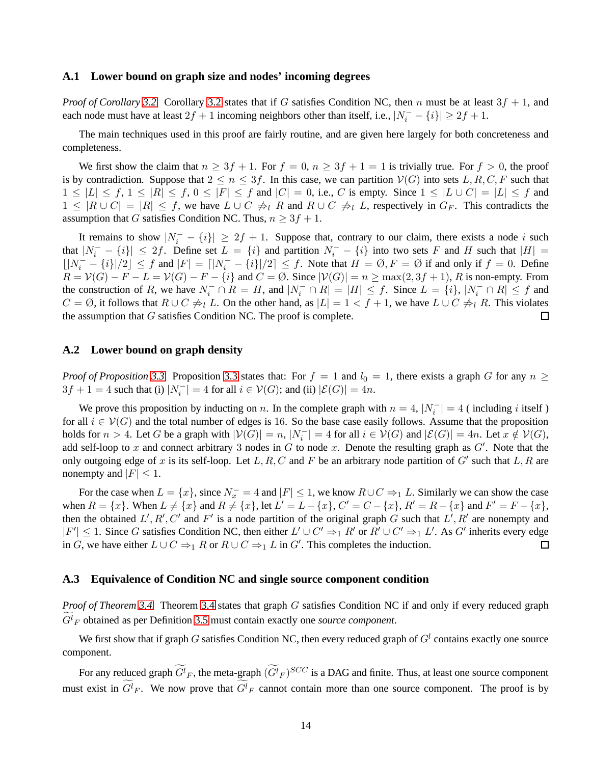### A.1 Lower bound on graph size and nodes' incoming degrees

*Proof of Corollary 3.2.* Corollary 3.2 states that if $G$ satisfies Condition NC, then $n$ must be at least $3f + 1$, and each node must have at least $2f + 1$ incoming neighbors other than itself, i.e., $|N_i^- - \{i\}| \geq 2f + 1$.

The main techniques used in this proof are fairly routine, and are given here largely for both concreteness and completeness.

We first show the claim that $n \geq 3f + 1$. For $f = 0$, $n \geq 3f + 1 = 1$ is trivially true. For $f > 0$, the proof is by contradiction. Suppose that $2 \leq n \leq 3f$. In this case, we can partition $\mathcal{V}(G)$ into sets $L, R, C, F$ such that $1 \leq |L| \leq f$, $1 \leq |R| \leq f$, $0 \leq |F| \leq f$ and $|C| = 0$, i.e., $C$ is empty. Since $1 \leq |L \cup C| = |L| \leq f$ and $1 \leq |R \cup C| = |R| \leq f$, we have $L \cup C \not\Rightarrow_l R$ and $R \cup C \not\Rightarrow_l L$, respectively in $G_F$. This contradicts the assumption that $G$ satisfies Condition NC. Thus, $n \geq 3f + 1$.

It remains to show $|N_i^- - \{i\}| \geq 2f + 1$. Suppose that, contrary to our claim, there exists a node $i$ such that $|N_i^- - \{i\}| \leq 2f$. Define set $L = \{i\}$ and partition $N_i^- - \{i\}$ into two sets $F$ and $H$ such that $|H| = \lfloor |N_i^- - \{i\}|/2 \rfloor \leq f$ and $|F| = \lceil |N_i^- - \{i\}|/2 \rceil \leq f$. Note that $H = \emptyset, F = \emptyset$ if and only if $f = 0$. Define $R = \mathcal{V}(G) - F - L = \mathcal{V}(G) - F - \{i\}$ and $C = \emptyset$. Since $|\mathcal{V}(G)| = n \geq \max(2, 3f + 1)$, $R$ is non-empty. From the construction of $R$, we have $N_i^- \cap R = H$, and $|N_i^- \cap R| = |H| \leq f$. Since $L = \{i\}$, $|N_i^- \cap R| \leq f$ and $C = \emptyset$, it follows that $R \cup C \not\Rightarrow_l L$. On the other hand, as $|L| = 1 < f + 1$, we have $L \cup C \not\Rightarrow_l R$. This violates the assumption that $G$ satisfies Condition NC. The proof is complete. $\square$

### A.2 Lower bound on graph density

*Proof of Proposition 3.3.* Proposition 3.3 states that: For $f = 1$ and $l_0 = 1$, there exists a graph $G$ for any $n \geq 3f + 1 = 4$ such that (i) $|N_i^-| = 4$ for all $i \in \mathcal{V}(G)$; and (ii) $|\mathcal{E}(G)| = 4n$.

We prove this proposition by inducting on $n$. In the complete graph with $n = 4$, $|N_i^-| = 4$ ( including $i$ itself ) for all $i \in \mathcal{V}(G)$ and the total number of edges is 16. So the base case easily follows. Assume that the proposition holds for $n > 4$. Let $G$ be a graph with $|\mathcal{V}(G)| = n$, $|N_i^-| = 4$ for all $i \in \mathcal{V}(G)$ and $|\mathcal{E}(G)| = 4n$. Let $x \notin \mathcal{V}(G)$, add self-loop to $x$ and connect arbitrary 3 nodes in $G$ to node $x$. Denote the resulting graph as $G'$. Note that the only outgoing edge of $x$ is its self-loop. Let $L, R, C$ and $F$ be an arbitrary node partition of $G'$ such that $L, R$ are nonempty and $|F| \leq 1$.

For the case when $L = \{x\}$, since $N_x^- = 4$ and $|F| \leq 1$, we know $R \cup C \Rightarrow_1 L$. Similarly we can show the case when $R = \{x\}$. When $L \neq \{x\}$ and $R \neq \{x\}$, let $L' = L - \{x\}$, $C' = C - \{x\}$, $R' = R - \{x\}$ and $F' = F - \{x\}$, then the obtained $L', R', C'$ and $F'$ is a node partition of the original graph $G$ such that $L', R'$ are nonempty and $|F'| \leq 1$. Since $G$ satisfies Condition NC, then either $L' \cup C' \Rightarrow_1 R'$ or $R' \cup C' \Rightarrow_1 L'$. As $G'$ inherits every edge in $G$, we have either $L \cup C \Rightarrow_1 R$ or $R \cup C \Rightarrow_1 L$ in $G'$. This completes the induction. $\square$

### A.3 Equivalence of Condition NC and single source component condition

*Proof of Theorem 3.4.* Theorem 3.4 states that graph $G$ satisfies Condition NC if and only if every reduced graph $\widetilde{G^l}_F$ obtained as per Definition 3.5 must contain exactly one *source component*.

We first show that if graph $G$ satisfies Condition NC, then every reduced graph of $G^l$ contains exactly one source component.

For any reduced graph $\widetilde{G^l}_F$, the meta-graph $(\widetilde{G^l}_F)^{SCC}$ is a DAG and finite. Thus, at least one source component must exist in $\widetilde{G^l}_F$. We now prove that $\widetilde{G^l}_F$ cannot contain more than one source component. The proof is by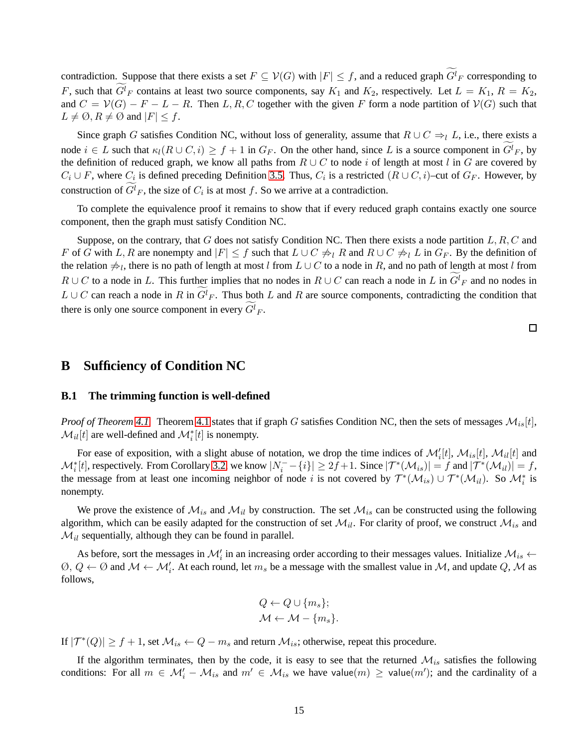contradiction. Suppose that there exists a set $F \subseteq \mathcal{V}(G)$ with $|F| \leq f$, and a reduced graph $\widetilde{G^l}_F$ corresponding to $F$, such that $\widetilde{G^l}_F$ contains at least two source components, say $K_1$ and $K_2$, respectively. Let $L = K_1$, $R = K_2$, and $C = \mathcal{V}(G) - F - L - R$. Then $L, R, C$ together with the given $F$ form a node partition of $\mathcal{V}(G)$ such that $L \neq \emptyset, R \neq \emptyset$ and $|F| \leq f$.

Since graph $G$ satisfies Condition NC, without loss of generality, assume that $R \cup C \Rightarrow_l L$, i.e., there exists a node $i \in L$ such that $\kappa_l(R \cup C, i) \geq f+1$ in $G_F$. On the other hand, since $L$ is a source component in $\widetilde{G^l}_F$, by the definition of reduced graph, we know all paths from $R \cup C$ to node $i$ of length at most $l$ in $G$ are covered by $C_i \cup F$, where $C_i$ is defined preceding Definition 3.5. Thus, $C_i$ is a restricted $(R \cup C, i)$–cut of $G_F$. However, by construction of $\widetilde{G^l}_F$, the size of $C_i$ is at most $f$. So we arrive at a contradiction.

To complete the equivalence proof it remains to show that if every reduced graph contains exactly one source component, then the graph must satisfy Condition NC.

Suppose, on the contrary, that $G$ does not satisfy Condition NC. Then there exists a node partition $L, R, C$ and $F$ of $G$ with $L, R$ are nonempty and $|F| \leq f$ such that $L \cup C \not\Rightarrow_l R$ and $R \cup C \not\Rightarrow_l L$ in $G_F$. By the definition of the relation $\not\Rightarrow_l$, there is no path of length at most $l$ from $L \cup C$ to a node in $R$, and no path of length at most $l$ from $R \cup C$ to a node in $L$. This further implies that no nodes in $R \cup C$ can reach a node in $L$ in $\widetilde{G^l}_F$ and no nodes in $L \cup C$ can reach a node in $R$ in $\widetilde{G^l}_F$. Thus both $L$ and $R$ are source components, contradicting the condition that there is only one source component in every $\widetilde{G^l}_F$.

□

## B Sufficiency of Condition NC

### B.1 The trimming function is well-defined

*Proof of Theorem 4.1.* Theorem 4.1 states that if graph $G$ satisfies Condition NC, then the sets of messages $\mathcal{M}_{is}[t]$, $\mathcal{M}_{il}[t]$ are well-defined and $\mathcal{M}_i^*[t]$ is nonempty.

For ease of exposition, with a slight abuse of notation, we drop the time indices of $\mathcal{M}_i'[t]$, $\mathcal{M}_{is}[t]$, $\mathcal{M}_{il}[t]$ and $\mathcal{M}_i^*[t]$, respectively. From Corollary 3.2, we know $|N_i^- - \{i\}| \geq 2f+1$. Since $|\mathcal{T}^*(\mathcal{M}_{is})| = f$ and $|\mathcal{T}^*(\mathcal{M}_{il})| = f$, the message from at least one incoming neighbor of node $i$ is not covered by $\mathcal{T}^*(\mathcal{M}_{is}) \cup \mathcal{T}^*(\mathcal{M}_{il})$. So $\mathcal{M}_i^*$ is nonempty.

We prove the existence of $\mathcal{M}_{is}$ and $\mathcal{M}_{il}$ by construction. The set $\mathcal{M}_{is}$ can be constructed using the following algorithm, which can be easily adapted for the construction of set $\mathcal{M}_{il}$. For clarity of proof, we construct $\mathcal{M}_{is}$ and $\mathcal{M}_{il}$ sequentially, although they can be found in parallel.

As before, sort the messages in $\mathcal{M}_i'$ in an increasing order according to their messages values. Initialize $\mathcal{M}_{is} \leftarrow \emptyset$, $Q \leftarrow \emptyset$ and $\mathcal{M} \leftarrow \mathcal{M}_i'$. At each round, let $m_s$ be a message with the smallest value in $\mathcal{M}$, and update $Q$, $\mathcal{M}$ as follows,

$$Q \leftarrow Q \cup \{m_s\};$$
$$\mathcal{M} \leftarrow \mathcal{M} - \{m_s\}.$$

If $|\mathcal{T}^*(Q)| \geq f+1$, set $\mathcal{M}_{is} \leftarrow Q - m_s$ and return $\mathcal{M}_{is}$; otherwise, repeat this procedure.

If the algorithm terminates, then by the code, it is easy to see that the returned $\mathcal{M}_{is}$ satisfies the following conditions: For all $m \in \mathcal{M}_i' - \mathcal{M}_{is}$ and $m' \in \mathcal{M}_{is}$ we have $\mathsf{value}(m) \geq \mathsf{value}(m')$; and the cardinality of a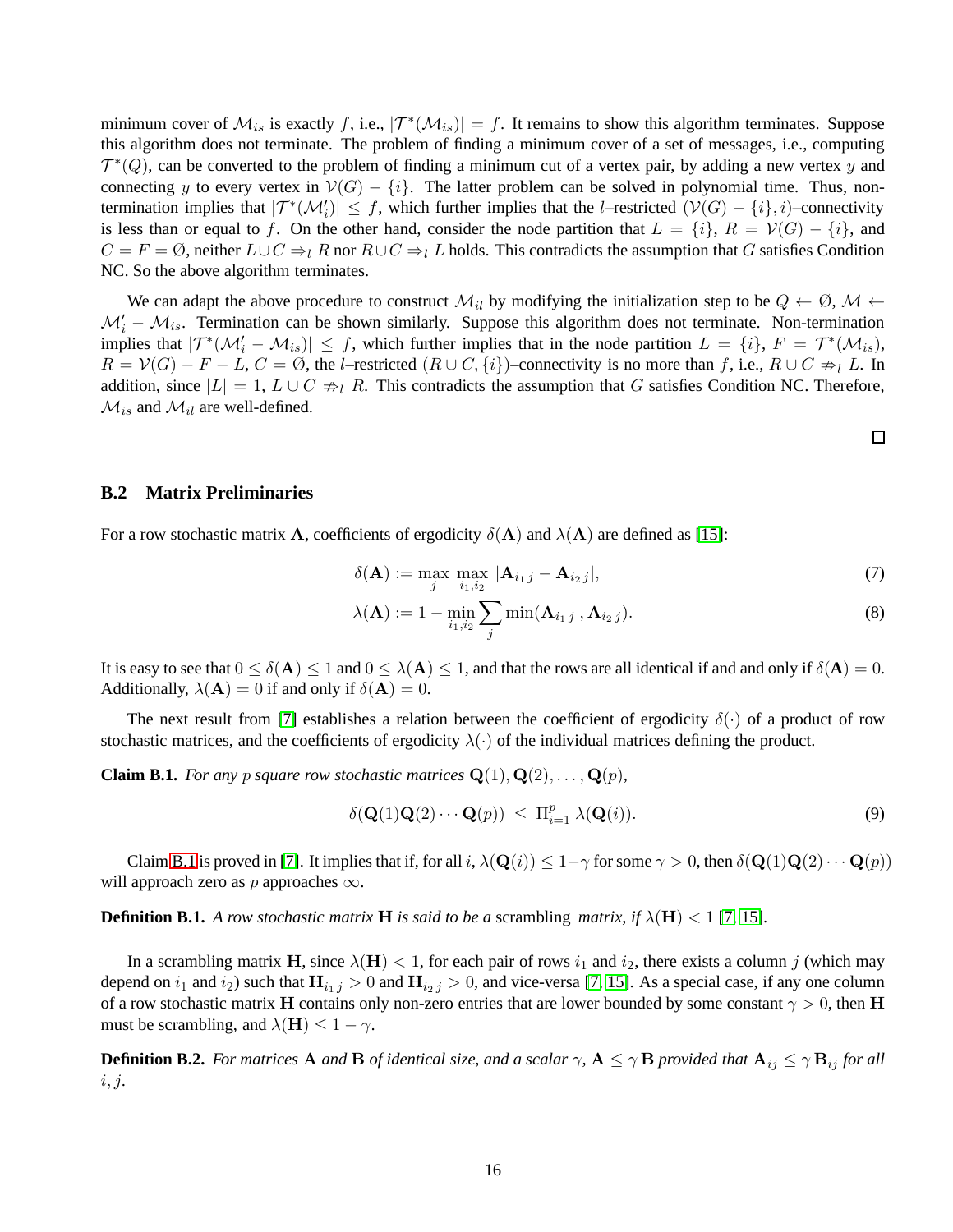minimum cover of $\mathcal{M}_{is}$ is exactly $f$, i.e., $|\mathcal{T}^*(\mathcal{M}_{is})| = f$. It remains to show this algorithm terminates. Suppose this algorithm does not terminate. The problem of finding a minimum cover of a set of messages, i.e., computing $\mathcal{T}^*(Q)$, can be converted to the problem of finding a minimum cut of a vertex pair, by adding a new vertex $y$ and connecting $y$ to every vertex in $\mathcal{V}(G) - \{i\}$. The latter problem can be solved in polynomial time. Thus, non-termination implies that $|\mathcal{T}^*(\mathcal{M}'_i)| \leq f$, which further implies that the $l$–restricted $(\mathcal{V}(G) - \{i\}, i)$–connectivity is less than or equal to $f$. On the other hand, consider the node partition that $L = \{i\}$, $R = \mathcal{V}(G) - \{i\}$, and $C = F = \emptyset$, neither $L \cup C \Rightarrow_l R$ nor $R \cup C \Rightarrow_l L$ holds. This contradicts the assumption that $G$ satisfies Condition NC. So the above algorithm terminates.

We can adapt the above procedure to construct $\mathcal{M}_{il}$ by modifying the initialization step to be $Q \leftarrow \emptyset$, $\mathcal{M} \leftarrow \mathcal{M}'_i - \mathcal{M}_{is}$. Termination can be shown similarly. Suppose this algorithm does not terminate. Non-termination implies that $|\mathcal{T}^*(\mathcal{M}'_i - \mathcal{M}_{is})| \leq f$, which further implies that in the node partition $L = \{i\}$, $F = \mathcal{T}^*(\mathcal{M}_{is})$, $R = \mathcal{V}(G) - F - L$, $C = \emptyset$, the $l$–restricted $(R \cup C, \{i\})$–connectivity is no more than $f$, i.e., $R \cup C \not\Rightarrow_l L$. In addition, since $|L| = 1$, $L \cup C \not\Rightarrow_l R$. This contradicts the assumption that $G$ satisfies Condition NC. Therefore, $\mathcal{M}_{is}$ and $\mathcal{M}_{il}$ are well-defined.

□

### B.2 Matrix Preliminaries

For a row stochastic matrix $\mathbf{A}$, coefficients of ergodicity $\delta(\mathbf{A})$ and $\lambda(\mathbf{A})$ are defined as [15]:

$$\delta(\mathbf{A}) := \max_j \max_{i_1, i_2} |\mathbf{A}_{i_1 j} - \mathbf{A}_{i_2 j}|, \tag{7}$$

$$\lambda(\mathbf{A}) := 1 - \min_{i_1, i_2} \sum_j \min(\mathbf{A}_{i_1 j}, \mathbf{A}_{i_2 j}). \tag{8}$$

It is easy to see that $0 \leq \delta(\mathbf{A}) \leq 1$ and $0 \leq \lambda(\mathbf{A}) \leq 1$, and that the rows are all identical if and and only if $\delta(\mathbf{A}) = 0$. Additionally, $\lambda(\mathbf{A}) = 0$ if and only if $\delta(\mathbf{A}) = 0$.

The next result from [7] establishes a relation between the coefficient of ergodicity $\delta(\cdot)$ of a product of row stochastic matrices, and the coefficients of ergodicity $\lambda(\cdot)$ of the individual matrices defining the product.

**Claim B.1.** *For any $p$ square row stochastic matrices $\mathbf{Q}(1), \mathbf{Q}(2), \ldots, \mathbf{Q}(p)$,*

$$\delta(\mathbf{Q}(1)\mathbf{Q}(2)\cdots\mathbf{Q}(p)) \;\leq\; \Pi_{i=1}^{p} \lambda(\mathbf{Q}(i)). \tag{9}$$

Claim B.1 is proved in [7]. It implies that if, for all $i$, $\lambda(\mathbf{Q}(i)) \leq 1-\gamma$ for some $\gamma > 0$, then $\delta(\mathbf{Q}(1)\mathbf{Q}(2)\cdots\mathbf{Q}(p))$ will approach zero as $p$ approaches $\infty$.

**Definition B.1.** *A row stochastic matrix $\mathbf{H}$ is said to be a* scrambling *matrix, if $\lambda(\mathbf{H}) < 1$* [7, 15].

In a scrambling matrix $\mathbf{H}$, since $\lambda(\mathbf{H}) < 1$, for each pair of rows $i_1$ and $i_2$, there exists a column $j$ (which may depend on $i_1$ and $i_2$) such that $\mathbf{H}_{i_1 j} > 0$ and $\mathbf{H}_{i_2 j} > 0$, and vice-versa [7, 15]. As a special case, if any one column of a row stochastic matrix $\mathbf{H}$ contains only non-zero entries that are lower bounded by some constant $\gamma > 0$, then $\mathbf{H}$ must be scrambling, and $\lambda(\mathbf{H}) \leq 1 - \gamma$.

**Definition B.2.** *For matrices $\mathbf{A}$ and $\mathbf{B}$ of identical size, and a scalar $\gamma$, $\mathbf{A} \leq \gamma\, \mathbf{B}$ provided that $\mathbf{A}_{ij} \leq \gamma\, \mathbf{B}_{ij}$ for all $i, j$.*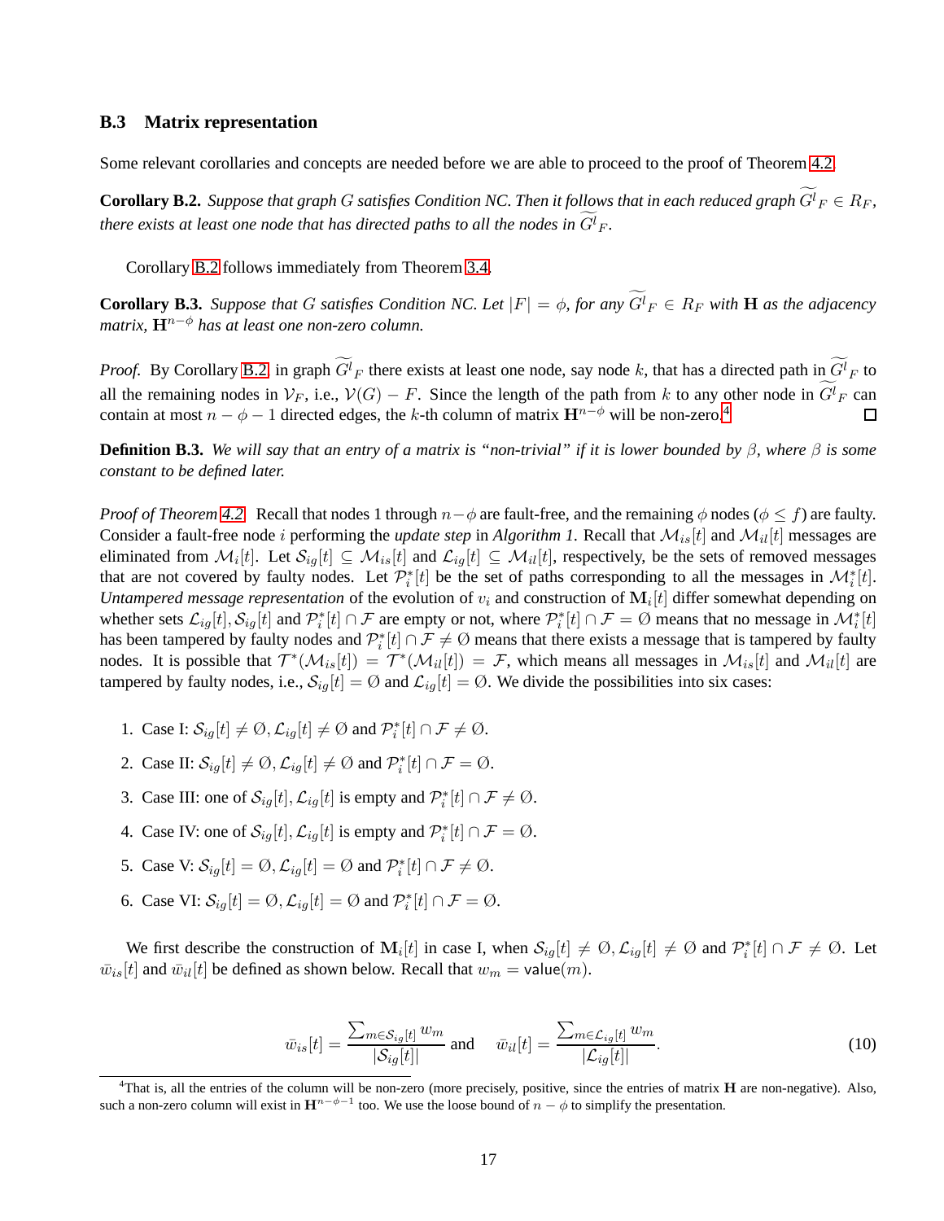### B.3 Matrix representation

Some relevant corollaries and concepts are needed before we are able to proceed to the proof of Theorem 4.2.

**Corollary B.2.** *Suppose that graph $G$ satisfies Condition NC. Then it follows that in each reduced graph $\widetilde{G^l}_F \in R_F$, there exists at least one node that has directed paths to all the nodes in $\widetilde{G^l}_F$.*

Corollary B.2 follows immediately from Theorem 3.4.

**Corollary B.3.** *Suppose that $G$ satisfies Condition NC. Let $|F| = \phi$, for any $\widetilde{G^l}_F \in R_F$ with $\mathbf{H}$ as the adjacency matrix, $\mathbf{H}^{n-\phi}$ has at least one non-zero column.*

*Proof.* By Corollary B.2 in graph $\widetilde{G^l}_F$ there exists at least one node, say node $k$, that has a directed path in $\widetilde{G^l}_F$ to all the remaining nodes in $\mathcal{V}_F$, i.e., $\mathcal{V}(G) - F$. Since the length of the path from $k$ to any other node in $\widetilde{G^l}_F$ can contain at most $n - \phi - 1$ directed edges, the $k$-th column of matrix $\mathbf{H}^{n-\phi}$ will be non-zero.[4] □

**Definition B.3.** *We will say that an entry of a matrix is "non-trivial" if it is lower bounded by $\beta$, where $\beta$ is some constant to be defined later.*

*Proof of Theorem 4.2.* Recall that nodes 1 through $n-\phi$ are fault-free, and the remaining $\phi$ nodes ($\phi \le f$) are faulty. Consider a fault-free node $i$ performing the *update step* in *Algorithm 1*. Recall that $\mathcal{M}_{is}[t]$ and $\mathcal{M}_{il}[t]$ messages are eliminated from $\mathcal{M}_i[t]$. Let $\mathcal{S}_{ig}[t] \subseteq \mathcal{M}_{is}[t]$ and $\mathcal{L}_{ig}[t] \subseteq \mathcal{M}_{il}[t]$, respectively, be the sets of removed messages that are not covered by faulty nodes. Let $\mathcal{P}_i^*[t]$ be the set of paths corresponding to all the messages in $\mathcal{M}_i^*[t]$. *Untampered message representation* of the evolution of $v_i$ and construction of $\mathbf{M}_i[t]$ differ somewhat depending on whether sets $\mathcal{L}_{ig}[t], \mathcal{S}_{ig}[t]$ and $\mathcal{P}_i^*[t] \cap \mathcal{F}$ are empty or not, where $\mathcal{P}_i^*[t] \cap \mathcal{F} = \emptyset$ means that no message in $\mathcal{M}_i^*[t]$ has been tampered by faulty nodes and $\mathcal{P}_i^*[t] \cap \mathcal{F} \neq \emptyset$ means that there exists a message that is tampered by faulty nodes. It is possible that $\mathcal{T}^*(\mathcal{M}_{is}[t]) = \mathcal{T}^*(\mathcal{M}_{il}[t]) = \mathcal{F}$, which means all messages in $\mathcal{M}_{is}[t]$ and $\mathcal{M}_{il}[t]$ are tampered by faulty nodes, i.e., $\mathcal{S}_{ig}[t] = \emptyset$ and $\mathcal{L}_{ig}[t] = \emptyset$. We divide the possibilities into six cases:

1. Case I: $\mathcal{S}_{ig}[t] \neq \emptyset, \mathcal{L}_{ig}[t] \neq \emptyset$ and $\mathcal{P}_i^*[t] \cap \mathcal{F} \neq \emptyset$.
2. Case II: $\mathcal{S}_{ig}[t] \neq \emptyset, \mathcal{L}_{ig}[t] \neq \emptyset$ and $\mathcal{P}_i^*[t] \cap \mathcal{F} = \emptyset$.
3. Case III: one of $\mathcal{S}_{ig}[t], \mathcal{L}_{ig}[t]$ is empty and $\mathcal{P}_i^*[t] \cap \mathcal{F} \neq \emptyset$.
4. Case IV: one of $\mathcal{S}_{ig}[t], \mathcal{L}_{ig}[t]$ is empty and $\mathcal{P}_i^*[t] \cap \mathcal{F} = \emptyset$.
5. Case V: $\mathcal{S}_{ig}[t] = \emptyset, \mathcal{L}_{ig}[t] = \emptyset$ and $\mathcal{P}_i^*[t] \cap \mathcal{F} \neq \emptyset$.
6. Case VI: $\mathcal{S}_{ig}[t] = \emptyset, \mathcal{L}_{ig}[t] = \emptyset$ and $\mathcal{P}_i^*[t] \cap \mathcal{F} = \emptyset$.

We first describe the construction of $\mathbf{M}_i[t]$ in case I, when $\mathcal{S}_{ig}[t] \neq \emptyset, \mathcal{L}_{ig}[t] \neq \emptyset$ and $\mathcal{P}_i^*[t] \cap \mathcal{F} \neq \emptyset$. Let $\bar{w}_{is}[t]$ and $\bar{w}_{il}[t]$ be defined as shown below. Recall that $w_m = \mathsf{value}(m)$.

$$\bar{w}_{is}[t] = \frac{\sum_{m \in \mathcal{S}_{ig}[t]} w_m}{|\mathcal{S}_{ig}[t]|} \text{ and } \quad \bar{w}_{il}[t] = \frac{\sum_{m \in \mathcal{L}_{ig}[t]} w_m}{|\mathcal{L}_{ig}[t]|}. \tag{10}$$

[4] That is, all the entries of the column will be non-zero (more precisely, positive, since the entries of matrix $\mathbf{H}$ are non-negative). Also, such a non-zero column will exist in $\mathbf{H}^{n-\phi-1}$ too. We use the loose bound of $n - \phi$ to simplify the presentation.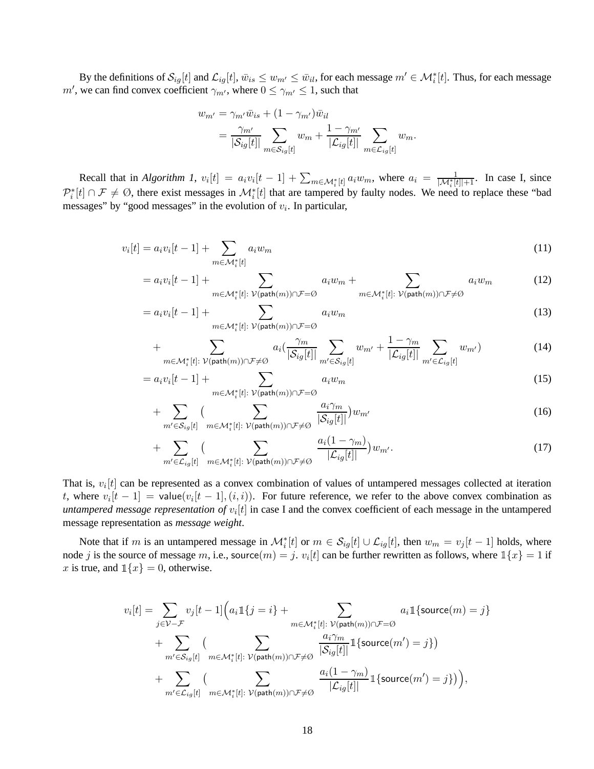By the definitions of $\mathcal{S}_{ig}[t]$ and $\mathcal{L}_{ig}[t]$, $\bar{w}_{is} \le w_{m'} \le \bar{w}_{il}$, for each message $m' \in \mathcal{M}_i^*[t]$. Thus, for each message $m'$, we can find convex coefficient $\gamma_{m'}$, where $0 \le \gamma_{m'} \le 1$, such that

$$
\begin{aligned}
w_{m'} &= \gamma_{m'}\bar{w}_{is} + (1-\gamma_{m'})\bar{w}_{il} \\
&= \frac{\gamma_{m'}}{|\mathcal{S}_{ig}[t]|}\sum_{m\in\mathcal{S}_{ig}[t]} w_m + \frac{1-\gamma_{m'}}{|\mathcal{L}_{ig}[t]|}\sum_{m\in\mathcal{L}_{ig}[t]} w_m.
\end{aligned}
$$

Recall that in *Algorithm 1*, $v_i[t] = a_i v_i[t-1] + \sum_{m\in\mathcal{M}_i^*[t]} a_i w_m$, where $a_i = \frac{1}{|\mathcal{M}_i^*[t]|+1}$. In case I, since $\mathcal{P}_i^*[t] \cap \mathcal{F} \neq \emptyset$, there exist messages in $\mathcal{M}_i^*[t]$ that are tampered by faulty nodes. We need to replace these "bad messages" by "good messages" in the evolution of $v_i$. In particular,

$$
\begin{aligned}
v_i[t] &= a_i v_i[t-1] + \sum_{m\in\mathcal{M}_i^*[t]} a_i w_m && (11)\\
&= a_i v_i[t-1] + \sum_{m\in\mathcal{M}_i^*[t]:\ \mathcal{V}(\mathsf{path}(m))\cap\mathcal{F}=\emptyset} a_i w_m + \sum_{m\in\mathcal{M}_i^*[t]:\ \mathcal{V}(\mathsf{path}(m))\cap\mathcal{F}\neq\emptyset} a_i w_m && (12)\\
&= a_i v_i[t-1] + \sum_{m\in\mathcal{M}_i^*[t]:\ \mathcal{V}(\mathsf{path}(m))\cap\mathcal{F}=\emptyset} a_i w_m && (13)\\
&\quad + \sum_{m\in\mathcal{M}_i^*[t]:\ \mathcal{V}(\mathsf{path}(m))\cap\mathcal{F}\neq\emptyset} a_i\Big(\frac{\gamma_m}{|\mathcal{S}_{ig}[t]|}\sum_{m'\in\mathcal{S}_{ig}[t]} w_{m'} + \frac{1-\gamma_m}{|\mathcal{L}_{ig}[t]|}\sum_{m'\in\mathcal{L}_{ig}[t]} w_{m'}\Big) && (14)\\
&= a_i v_i[t-1] + \sum_{m\in\mathcal{M}_i^*[t]:\ \mathcal{V}(\mathsf{path}(m))\cap\mathcal{F}=\emptyset} a_i w_m && (15)\\
&\quad + \sum_{m'\in\mathcal{S}_{ig}[t]}\Big(\sum_{m\in\mathcal{M}_i^*[t]:\ \mathcal{V}(\mathsf{path}(m))\cap\mathcal{F}\neq\emptyset} \frac{a_i\gamma_m}{|\mathcal{S}_{ig}[t]|}\Big) w_{m'} && (16)\\
&\quad + \sum_{m'\in\mathcal{L}_{ig}[t]}\Big(\sum_{m\in\mathcal{M}_i^*[t]:\ \mathcal{V}(\mathsf{path}(m))\cap\mathcal{F}\neq\emptyset} \frac{a_i(1-\gamma_m)}{|\mathcal{L}_{ig}[t]|}\Big) w_{m'}. && (17)
\end{aligned}
$$

That is, $v_i[t]$ can be represented as a convex combination of values of untampered messages collected at iteration $t$, where $v_i[t-1] = \mathsf{value}(v_i[t-1], (i,i))$. For future reference, we refer to the above convex combination as *untampered message representation of* $v_i[t]$ in case I and the convex coefficient of each message in the untampered message representation as *message weight*.

Note that if $m$ is an untampered message in $\mathcal{M}_i^*[t]$ or $m \in \mathcal{S}_{ig}[t] \cup \mathcal{L}_{ig}[t]$, then $w_m = v_j[t-1]$ holds, where node $j$ is the source of message $m$, i.e., $\mathsf{source}(m) = j$. $v_i[t]$ can be further rewritten as follows, where $\mathbb{1}\{x\} = 1$ if $x$ is true, and $\mathbb{1}\{x\} = 0$, otherwise.

$$
\begin{aligned}
v_i[t] = \sum_{j\in\mathcal{V}-\mathcal{F}} v_j[t-1]\Big(& a_i\mathbb{1}\{j=i\} + \sum_{m\in\mathcal{M}_i^*[t]:\ \mathcal{V}(\mathsf{path}(m))\cap\mathcal{F}=\emptyset} a_i\mathbb{1}\{\mathsf{source}(m)=j\} \\
&+ \sum_{m'\in\mathcal{S}_{ig}[t]}\big(\sum_{m\in\mathcal{M}_i^*[t]:\ \mathcal{V}(\mathsf{path}(m))\cap\mathcal{F}\neq\emptyset} \frac{a_i\gamma_m}{|\mathcal{S}_{ig}[t]|}\mathbb{1}\{\mathsf{source}(m')=j\}\big) \\
&+ \sum_{m'\in\mathcal{L}_{ig}[t]}\big(\sum_{m\in\mathcal{M}_i^*[t]:\ \mathcal{V}(\mathsf{path}(m))\cap\mathcal{F}\neq\emptyset} \frac{a_i(1-\gamma_m)}{|\mathcal{L}_{ig}[t]|}\mathbb{1}\{\mathsf{source}(m')=j\}\big)\Big),
\end{aligned}
$$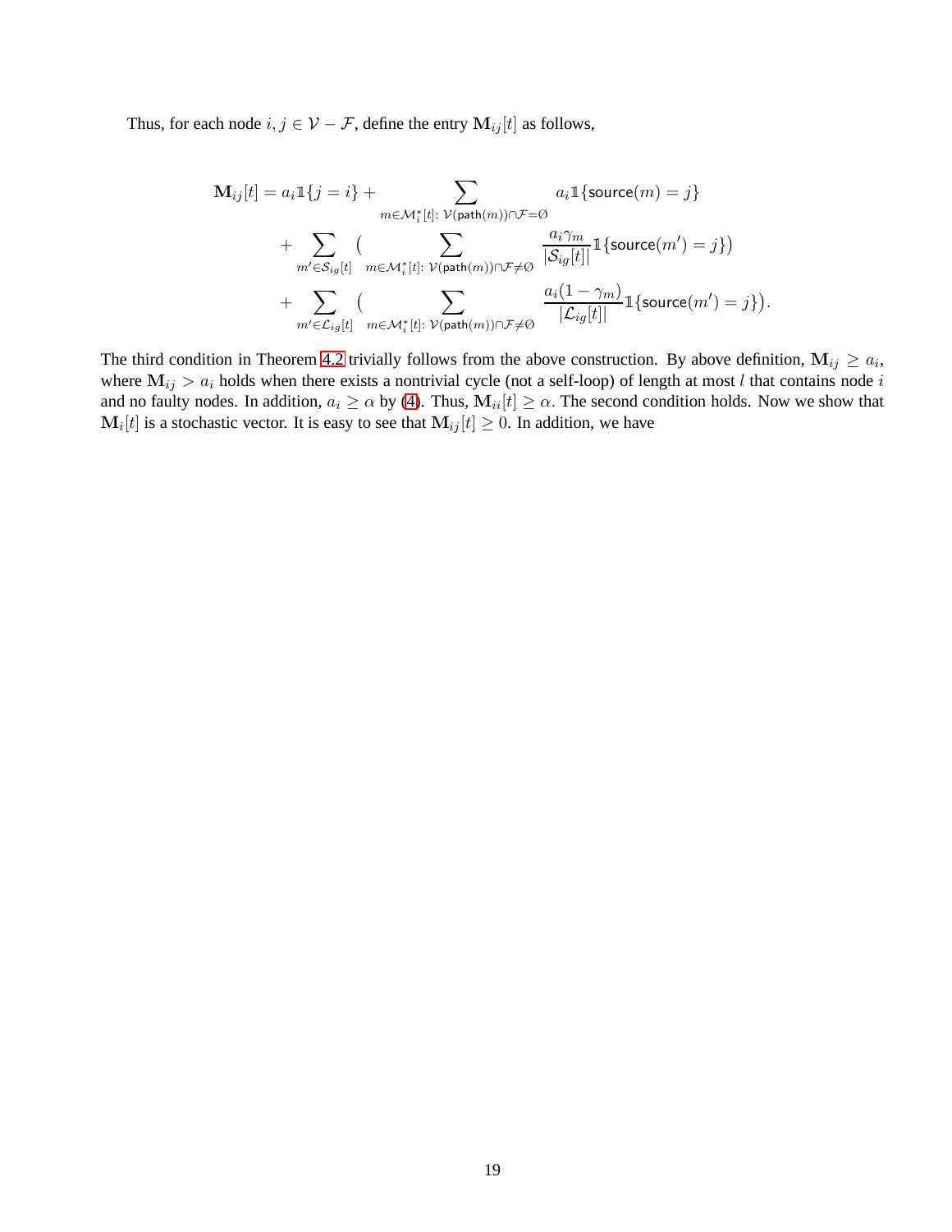Thus, for each node $i, j \in \mathcal{V} - \mathcal{F}$, define the entry $\mathbf{M}_{ij}[t]$ as follows,

$$
\begin{aligned}
\mathbf{M}_{ij}[t] = a_i \mathbb{1}\{j = i\} &+ \sum_{m \in \mathcal{M}_i^*[t]:\ \mathcal{V}(\mathsf{path}(m)) \cap \mathcal{F} = \emptyset} a_i \mathbb{1}\{\mathsf{source}(m) = j\} \\
&+ \sum_{m' \in \mathcal{S}_{ig}[t]} \Big( \sum_{m \in \mathcal{M}_i^*[t]:\ \mathcal{V}(\mathsf{path}(m)) \cap \mathcal{F} \neq \emptyset} \frac{a_i \gamma_m}{|\mathcal{S}_{ig}[t]|} \mathbb{1}\{\mathsf{source}(m') = j\} \Big) \\
&+ \sum_{m' \in \mathcal{L}_{ig}[t]} \Big( \sum_{m \in \mathcal{M}_i^*[t]:\ \mathcal{V}(\mathsf{path}(m)) \cap \mathcal{F} \neq \emptyset} \frac{a_i (1 - \gamma_m)}{|\mathcal{L}_{ig}[t]|} \mathbb{1}\{\mathsf{source}(m') = j\} \Big).
\end{aligned}
$$

The third condition in Theorem 4.2 trivially follows from the above construction. By above definition, $\mathbf{M}_{ij} \geq a_i$, where $\mathbf{M}_{ij} > a_i$ holds when there exists a nontrivial cycle (not a self-loop) of length at most $l$ that contains node $i$ and no faulty nodes. In addition, $a_i \geq \alpha$ by (4). Thus, $\mathbf{M}_{ii}[t] \geq \alpha$. The second condition holds. Now we show that $\mathbf{M}_i[t]$ is a stochastic vector. It is easy to see that $\mathbf{M}_{ij}[t] \geq 0$. In addition, we have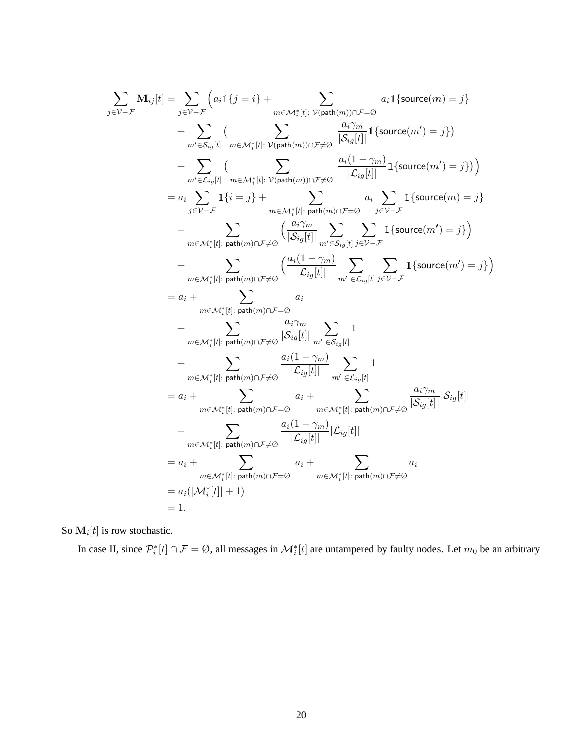$$
\begin{aligned}
\sum_{j\in\mathcal{V}-\mathcal{F}} \mathbf{M}_{ij}[t] &= \sum_{j\in\mathcal{V}-\mathcal{F}} \Big( a_i \mathbb{1}\{j=i\} + \sum_{m\in\mathcal{M}_i^*[t]:\ \mathcal{V}(\mathsf{path}(m))\cap\mathcal{F}=\emptyset} a_i \mathbb{1}\{\mathsf{source}(m)=j\} \\
&\quad + \sum_{m'\in\mathcal{S}_{ig}[t]} \big( \sum_{m\in\mathcal{M}_i^*[t]:\ \mathcal{V}(\mathsf{path}(m))\cap\mathcal{F}\neq\emptyset} \frac{a_i\gamma_m}{|\mathcal{S}_{ig}[t]|} \mathbb{1}\{\mathsf{source}(m')=j\}\big) \\
&\quad + \sum_{m'\in\mathcal{L}_{ig}[t]} \big( \sum_{m\in\mathcal{M}_i^*[t]:\ \mathcal{V}(\mathsf{path}(m))\cap\mathcal{F}\neq\emptyset} \frac{a_i(1-\gamma_m)}{|\mathcal{L}_{ig}[t]|} \mathbb{1}\{\mathsf{source}(m')=j\}\big) \Big) \\
&= a_i \sum_{j\in\mathcal{V}-\mathcal{F}} \mathbb{1}\{i=j\} + \sum_{m\in\mathcal{M}_i^*[t]:\ \mathsf{path}(m)\cap\mathcal{F}=\emptyset} a_i \sum_{j\in\mathcal{V}-\mathcal{F}} \mathbb{1}\{\mathsf{source}(m)=j\} \\
&\quad + \sum_{m\in\mathcal{M}_i^*[t]:\ \mathsf{path}(m)\cap\mathcal{F}\neq\emptyset} \Big( \frac{a_i\gamma_m}{|\mathcal{S}_{ig}[t]|} \sum_{m'\in\mathcal{S}_{ig}[t]} \sum_{j\in\mathcal{V}-\mathcal{F}} \mathbb{1}\{\mathsf{source}(m')=j\} \Big) \\
&\quad + \sum_{m\in\mathcal{M}_i^*[t]:\ \mathsf{path}(m)\cap\mathcal{F}\neq\emptyset} \Big( \frac{a_i(1-\gamma_m)}{|\mathcal{L}_{ig}[t]|} \sum_{m'\in\mathcal{L}_{ig}[t]} \sum_{j\in\mathcal{V}-\mathcal{F}} \mathbb{1}\{\mathsf{source}(m')=j\} \Big) \\
&= a_i + \sum_{m\in\mathcal{M}_i^*[t]:\ \mathsf{path}(m)\cap\mathcal{F}=\emptyset} a_i \\
&\quad + \sum_{m\in\mathcal{M}_i^*[t]:\ \mathsf{path}(m)\cap\mathcal{F}\neq\emptyset} \frac{a_i\gamma_m}{|\mathcal{S}_{ig}[t]|} \sum_{m'\in\mathcal{S}_{ig}[t]} 1 \\
&\quad + \sum_{m\in\mathcal{M}_i^*[t]:\ \mathsf{path}(m)\cap\mathcal{F}\neq\emptyset} \frac{a_i(1-\gamma_m)}{|\mathcal{L}_{ig}[t]|} \sum_{m'\in\mathcal{L}_{ig}[t]} 1 \\
&= a_i + \sum_{m\in\mathcal{M}_i^*[t]:\ \mathsf{path}(m)\cap\mathcal{F}=\emptyset} a_i + \sum_{m\in\mathcal{M}_i^*[t]:\ \mathsf{path}(m)\cap\mathcal{F}\neq\emptyset} \frac{a_i\gamma_m}{|\mathcal{S}_{ig}[t]|}|\mathcal{S}_{ig}[t]| \\
&\quad + \sum_{m\in\mathcal{M}_i^*[t]:\ \mathsf{path}(m)\cap\mathcal{F}\neq\emptyset} \frac{a_i(1-\gamma_m)}{|\mathcal{L}_{ig}[t]|}|\mathcal{L}_{ig}[t]| \\
&= a_i + \sum_{m\in\mathcal{M}_i^*[t]:\ \mathsf{path}(m)\cap\mathcal{F}=\emptyset} a_i + \sum_{m\in\mathcal{M}_i^*[t]:\ \mathsf{path}(m)\cap\mathcal{F}\neq\emptyset} a_i \\
&= a_i(|\mathcal{M}_i^*[t]|+1) \\
&= 1.
\end{aligned}
$$

So $\mathbf{M}_i[t]$ is row stochastic.

In case II, since $\mathcal{P}_i^*[t]\cap\mathcal{F}=\emptyset$, all messages in $\mathcal{M}_i^*[t]$ are untampered by faulty nodes. Let $m_0$ be an arbitrary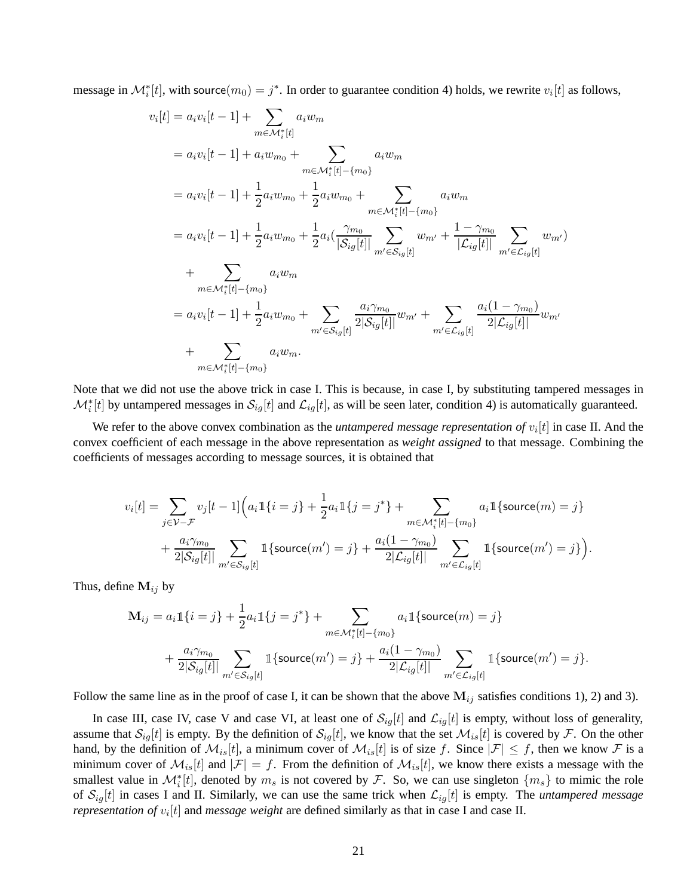message in $\mathcal{M}_i^*[t]$, with $\mathsf{source}(m_0) = j^*$. In order to guarantee condition 4) holds, we rewrite $v_i[t]$ as follows,

$$
\begin{aligned}
v_i[t] &= a_i v_i[t-1] + \sum_{m \in \mathcal{M}_i^*[t]} a_i w_m \\
&= a_i v_i[t-1] + a_i w_{m_0} + \sum_{m \in \mathcal{M}_i^*[t] - \{m_0\}} a_i w_m \\
&= a_i v_i[t-1] + \frac{1}{2} a_i w_{m_0} + \frac{1}{2} a_i w_{m_0} + \sum_{m \in \mathcal{M}_i^*[t] - \{m_0\}} a_i w_m \\
&= a_i v_i[t-1] + \frac{1}{2} a_i w_{m_0} + \frac{1}{2} a_i \Big( \frac{\gamma_{m_0}}{|\mathcal{S}_{ig}[t]|} \sum_{m' \in \mathcal{S}_{ig}[t]} w_{m'} + \frac{1-\gamma_{m_0}}{|\mathcal{L}_{ig}[t]|} \sum_{m' \in \mathcal{L}_{ig}[t]} w_{m'} \Big) \\
&\quad + \sum_{m \in \mathcal{M}_i^*[t] - \{m_0\}} a_i w_m \\
&= a_i v_i[t-1] + \frac{1}{2} a_i w_{m_0} + \sum_{m' \in \mathcal{S}_{ig}[t]} \frac{a_i \gamma_{m_0}}{2|\mathcal{S}_{ig}[t]|} w_{m'} + \sum_{m' \in \mathcal{L}_{ig}[t]} \frac{a_i (1-\gamma_{m_0})}{2|\mathcal{L}_{ig}[t]|} w_{m'} \\
&\quad + \sum_{m \in \mathcal{M}_i^*[t] - \{m_0\}} a_i w_m.
\end{aligned}
$$

Note that we did not use the above trick in case I. This is because, in case I, by substituting tampered messages in $\mathcal{M}_i^*[t]$ by untampered messages in $\mathcal{S}_{ig}[t]$ and $\mathcal{L}_{ig}[t]$, as will be seen later, condition 4) is automatically guaranteed.

We refer to the above convex combination as the *untampered message representation of* $v_i[t]$ in case II. And the convex coefficient of each message in the above representation as *weight assigned* to that message. Combining the coefficients of messages according to message sources, it is obtained that

$$
\begin{aligned}
v_i[t] = \sum_{j \in \mathcal{V} - \mathcal{F}} v_j[t-1] \Big( & a_i \mathbb{1}\{i = j\} + \frac{1}{2} a_i \mathbb{1}\{j = j^*\} + \sum_{m \in \mathcal{M}_i^*[t] - \{m_0\}} a_i \mathbb{1}\{\mathsf{source}(m) = j\} \\
& + \frac{a_i \gamma_{m_0}}{2|\mathcal{S}_{ig}[t]|} \sum_{m' \in \mathcal{S}_{ig}[t]} \mathbb{1}\{\mathsf{source}(m') = j\} + \frac{a_i(1-\gamma_{m_0})}{2|\mathcal{L}_{ig}[t]|} \sum_{m' \in \mathcal{L}_{ig}[t]} \mathbb{1}\{\mathsf{source}(m') = j\} \Big).
\end{aligned}
$$

Thus, define $\mathbf{M}_{ij}$ by

$$
\begin{aligned}
\mathbf{M}_{ij} = & a_i \mathbb{1}\{i = j\} + \frac{1}{2} a_i \mathbb{1}\{j = j^*\} + \sum_{m \in \mathcal{M}_i^*[t] - \{m_0\}} a_i \mathbb{1}\{\mathsf{source}(m) = j\} \\
& + \frac{a_i \gamma_{m_0}}{2|\mathcal{S}_{ig}[t]|} \sum_{m' \in \mathcal{S}_{ig}[t]} \mathbb{1}\{\mathsf{source}(m') = j\} + \frac{a_i(1-\gamma_{m_0})}{2|\mathcal{L}_{ig}[t]|} \sum_{m' \in \mathcal{L}_{ig}[t]} \mathbb{1}\{\mathsf{source}(m') = j\}.
\end{aligned}
$$

Follow the same line as in the proof of case I, it can be shown that the above $\mathbf{M}_{ij}$ satisfies conditions 1), 2) and 3).

In case III, case IV, case V and case VI, at least one of $\mathcal{S}_{ig}[t]$ and $\mathcal{L}_{ig}[t]$ is empty, without loss of generality, assume that $\mathcal{S}_{ig}[t]$ is empty. By the definition of $\mathcal{S}_{ig}[t]$, we know that the set $\mathcal{M}_{is}[t]$ is covered by $\mathcal{F}$. On the other hand, by the definition of $\mathcal{M}_{is}[t]$, a minimum cover of $\mathcal{M}_{is}[t]$ is of size $f$. Since $|\mathcal{F}| \le f$, then we know $\mathcal{F}$ is a minimum cover of $\mathcal{M}_{is}[t]$ and $|\mathcal{F}| = f$. From the definition of $\mathcal{M}_{is}[t]$, we know there exists a message with the smallest value in $\mathcal{M}_i^*[t]$, denoted by $m_s$ is not covered by $\mathcal{F}$. So, we can use singleton $\{m_s\}$ to mimic the role of $\mathcal{S}_{ig}[t]$ in cases I and II. Similarly, we can use the same trick when $\mathcal{L}_{ig}[t]$ is empty. The *untampered message representation of* $v_i[t]$ and *message weight* are defined similarly as that in case I and case II.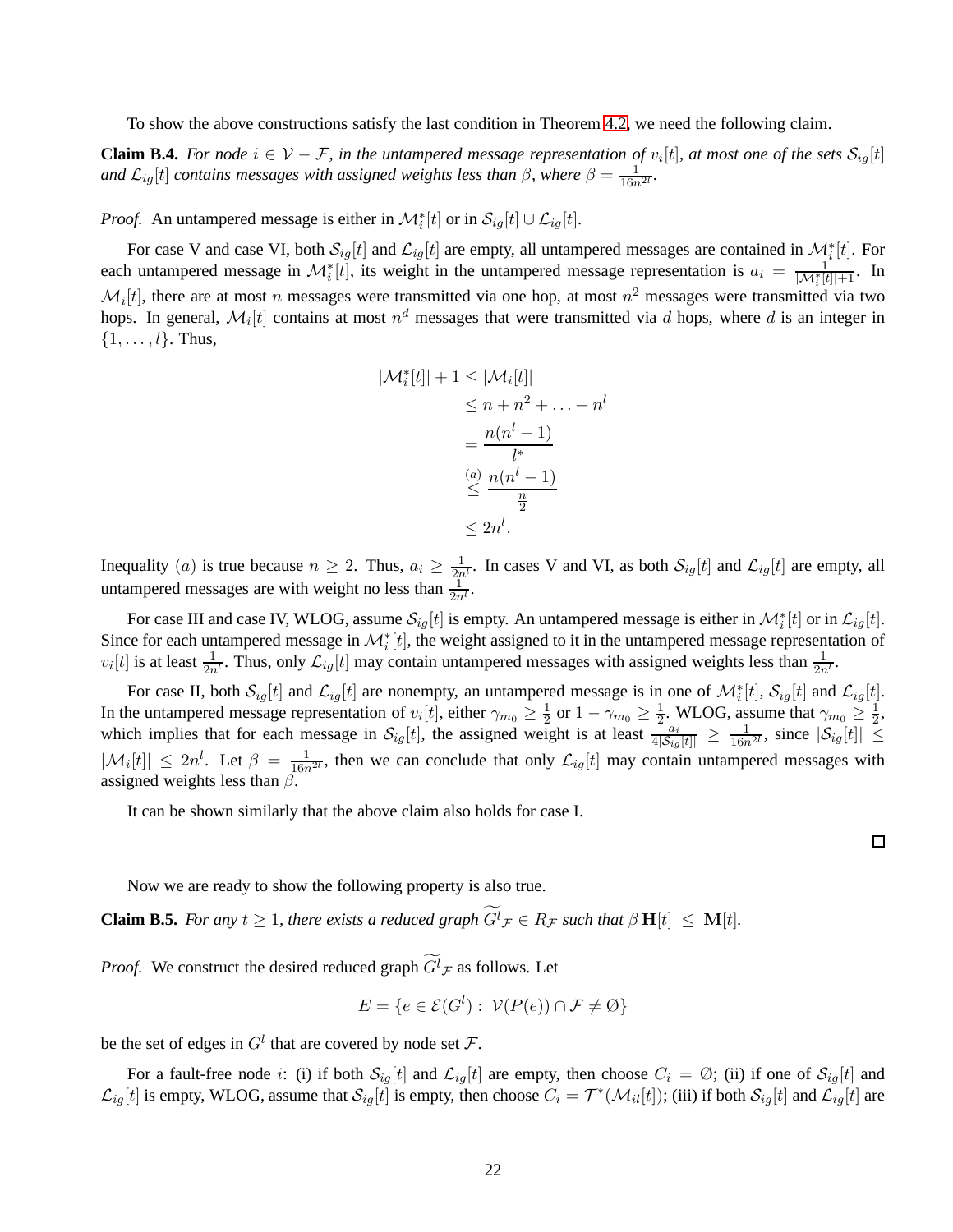To show the above constructions satisfy the last condition in Theorem 4.2, we need the following claim.

**Claim B.4.** *For node $i \in \mathcal{V} - \mathcal{F}$, in the untampered message representation of $v_i[t]$, at most one of the sets $\mathcal{S}_{ig}[t]$ and $\mathcal{L}_{ig}[t]$ contains messages with assigned weights less than $\beta$, where $\beta = \frac{1}{16n^{2l}}$.*

*Proof.* An untampered message is either in $\mathcal{M}_i^*[t]$ or in $\mathcal{S}_{ig}[t] \cup \mathcal{L}_{ig}[t]$.

For case V and case VI, both $\mathcal{S}_{ig}[t]$ and $\mathcal{L}_{ig}[t]$ are empty, all untampered messages are contained in $\mathcal{M}_i^*[t]$. For each untampered message in $\mathcal{M}_i^*[t]$, its weight in the untampered message representation is $a_i = \frac{1}{|\mathcal{M}_i^*[t]|+1}$. In $\mathcal{M}_i[t]$, there are at most $n$ messages were transmitted via one hop, at most $n^2$ messages were transmitted via two hops. In general, $\mathcal{M}_i[t]$ contains at most $n^d$ messages that were transmitted via $d$ hops, where $d$ is an integer in $\{1, \ldots, l\}$. Thus,

$$
\begin{aligned}
|\mathcal{M}_i^*[t]| + 1 &\le |\mathcal{M}_i[t]| \\
&\le n + n^2 + \ldots + n^l \\
&= \frac{n(n^l - 1)}{l^*} \\
&\overset{(a)}{\le} \frac{n(n^l - 1)}{\frac{n}{2}} \\
&\le 2n^l.
\end{aligned}
$$

Inequality $(a)$ is true because $n \ge 2$. Thus, $a_i \ge \frac{1}{2n^l}$. In cases V and VI, as both $\mathcal{S}_{ig}[t]$ and $\mathcal{L}_{ig}[t]$ are empty, all untampered messages are with weight no less than $\frac{1}{2n^l}$.

For case III and case IV, WLOG, assume $\mathcal{S}_{ig}[t]$ is empty. An untampered message is either in $\mathcal{M}_i^*[t]$ or in $\mathcal{L}_{ig}[t]$. Since for each untampered message in $\mathcal{M}_i^*[t]$, the weight assigned to it in the untampered message representation of $v_i[t]$ is at least $\frac{1}{2n^l}$. Thus, only $\mathcal{L}_{ig}[t]$ may contain untampered messages with assigned weights less than $\frac{1}{2n^l}$.

For case II, both $\mathcal{S}_{ig}[t]$ and $\mathcal{L}_{ig}[t]$ are nonempty, an untampered message is in one of $\mathcal{M}_i^*[t]$, $\mathcal{S}_{ig}[t]$ and $\mathcal{L}_{ig}[t]$. In the untampered message representation of $v_i[t]$, either $\gamma_{m_0} \ge \frac{1}{2}$ or $1 - \gamma_{m_0} \ge \frac{1}{2}$. WLOG, assume that $\gamma_{m_0} \ge \frac{1}{2}$, which implies that for each message in $\mathcal{S}_{ig}[t]$, the assigned weight is at least $\frac{a_i}{4|\mathcal{S}_{ig}[t]|} \ge \frac{1}{16n^{2l}}$, since $|\mathcal{S}_{ig}[t]| \le |\mathcal{M}_i[t]| \le 2n^l$. Let $\beta = \frac{1}{16n^{2l}}$, then we can conclude that only $\mathcal{L}_{ig}[t]$ may contain untampered messages with assigned weights less than $\beta$.

It can be shown similarly that the above claim also holds for case I.

□

Now we are ready to show the following property is also true.

**Claim B.5.** *For any $t \ge 1$, there exists a reduced graph $\widetilde{G^l}_{\mathcal{F}} \in R_{\mathcal{F}}$ such that $\beta\, \mathbf{H}[t] \le \mathbf{M}[t]$.*

*Proof.* We construct the desired reduced graph $\widetilde{G^l}_{\mathcal{F}}$ as follows. Let

$$
E = \{e \in \mathcal{E}(G^l) : \mathcal{V}(P(e)) \cap \mathcal{F} \ne \emptyset\}
$$

be the set of edges in $G^l$ that are covered by node set $\mathcal{F}$.

For a fault-free node $i$: (i) if both $\mathcal{S}_{ig}[t]$ and $\mathcal{L}_{ig}[t]$ are empty, then choose $C_i = \emptyset$; (ii) if one of $\mathcal{S}_{ig}[t]$ and $\mathcal{L}_{ig}[t]$ is empty, WLOG, assume that $\mathcal{S}_{ig}[t]$ is empty, then choose $C_i = \mathcal{T}^*(\mathcal{M}_{il}[t])$; (iii) if both $\mathcal{S}_{ig}[t]$ and $\mathcal{L}_{ig}[t]$ are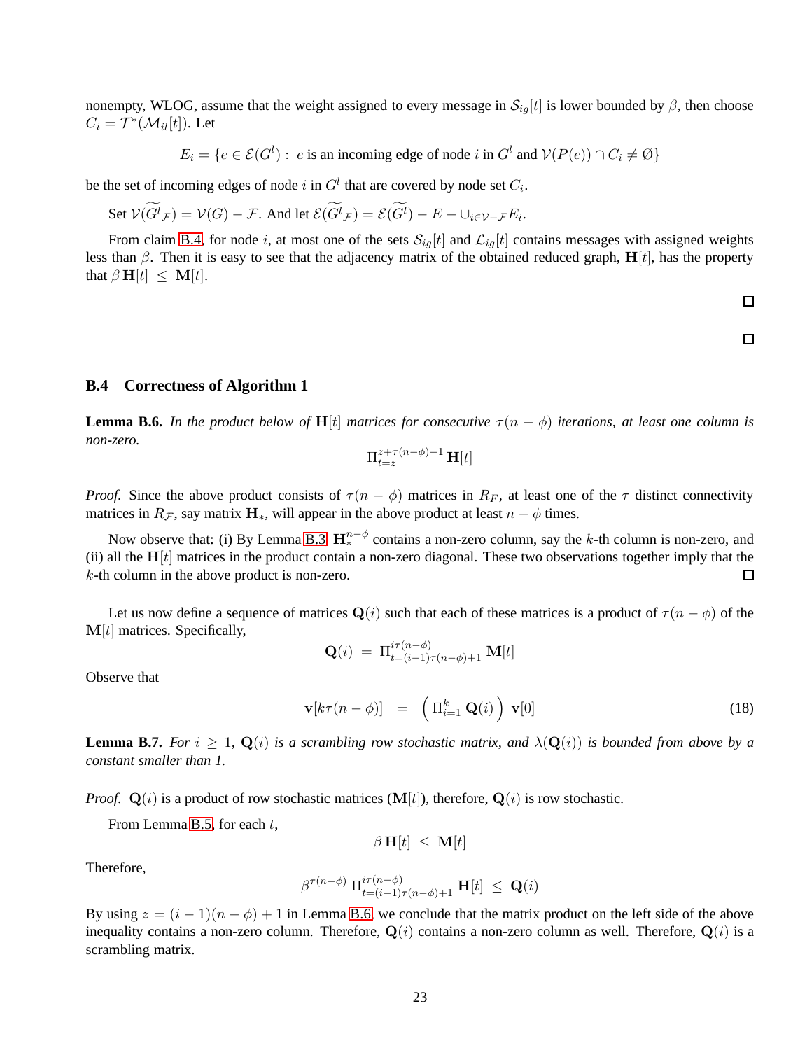nonempty, WLOG, assume that the weight assigned to every message in $\mathcal{S}_{ig}[t]$ is lower bounded by $\beta$, then choose $C_i = \mathcal{T}^*(\mathcal{M}_{il}[t])$. Let

$$E_i = \{e \in \mathcal{E}(G^l) : \; e \text{ is an incoming edge of node } i \text{ in } G^l \text{ and } \mathcal{V}(P(e)) \cap C_i \neq \emptyset\}$$

be the set of incoming edges of node $i$ in $G^l$ that are covered by node set $C_i$.

Set $\mathcal{V}(\widetilde{G^l}_{\mathcal{F}}) = \mathcal{V}(G) - \mathcal{F}$. And let $\mathcal{E}(\widetilde{G^l}_{\mathcal{F}}) = \mathcal{E}(\widetilde{G^l}) - E - \cup_{i \in \mathcal{V} - \mathcal{F}} E_i$.

From claim B.4, for node $i$, at most one of the sets $\mathcal{S}_{ig}[t]$ and $\mathcal{L}_{ig}[t]$ contains messages with assigned weights less than $\beta$. Then it is easy to see that the adjacency matrix of the obtained reduced graph, $\mathbf{H}[t]$, has the property that $\beta \, \mathbf{H}[t] \; \leq \; \mathbf{M}[t]$.

□

□

### B.4 Correctness of Algorithm 1

**Lemma B.6.** *In the product below of $\mathbf{H}[t]$ matrices for consecutive $\tau(n-\phi)$ iterations, at least one column is non-zero.*

$$\Pi_{t=z}^{z+\tau(n-\phi)-1} \, \mathbf{H}[t]$$

*Proof.* Since the above product consists of $\tau(n-\phi)$ matrices in $R_F$, at least one of the $\tau$ distinct connectivity matrices in $R_{\mathcal{F}}$, say matrix $\mathbf{H}_*$, will appear in the above product at least $n-\phi$ times.

Now observe that: (i) By Lemma B.3, $\mathbf{H}_*^{n-\phi}$ contains a non-zero column, say the $k$-th column is non-zero, and (ii) all the $\mathbf{H}[t]$ matrices in the product contain a non-zero diagonal. These two observations together imply that the $k$-th column in the above product is non-zero. □

Let us now define a sequence of matrices $\mathbf{Q}(i)$ such that each of these matrices is a product of $\tau(n-\phi)$ of the $\mathbf{M}[t]$ matrices. Specifically,

$$\mathbf{Q}(i) \; = \; \Pi_{t=(i-1)\tau(n-\phi)+1}^{i\tau(n-\phi)} \, \mathbf{M}[t]$$

Observe that

$$\mathbf{v}[k\tau(n-\phi)] \quad = \quad \left( \Pi_{i=1}^{k} \, \mathbf{Q}(i) \right) \; \mathbf{v}[0] \tag{18}$$

**Lemma B.7.** *For $i \geq 1$, $\mathbf{Q}(i)$ is a scrambling row stochastic matrix, and $\lambda(\mathbf{Q}(i))$ is bounded from above by a constant smaller than 1.*

*Proof.* $\mathbf{Q}(i)$ is a product of row stochastic matrices ($\mathbf{M}[t]$), therefore, $\mathbf{Q}(i)$ is row stochastic.

From Lemma B.5, for each $t$,

$$\beta \, \mathbf{H}[t] \; \leq \; \mathbf{M}[t]$$

Therefore,

$$\beta^{\tau(n-\phi)} \, \Pi_{t=(i-1)\tau(n-\phi)+1}^{i\tau(n-\phi)} \, \mathbf{H}[t] \; \leq \; \mathbf{Q}(i)$$

By using $z = (i-1)(n-\phi)+1$ in Lemma B.6, we conclude that the matrix product on the left side of the above inequality contains a non-zero column. Therefore, $\mathbf{Q}(i)$ contains a non-zero column as well. Therefore, $\mathbf{Q}(i)$ is a scrambling matrix.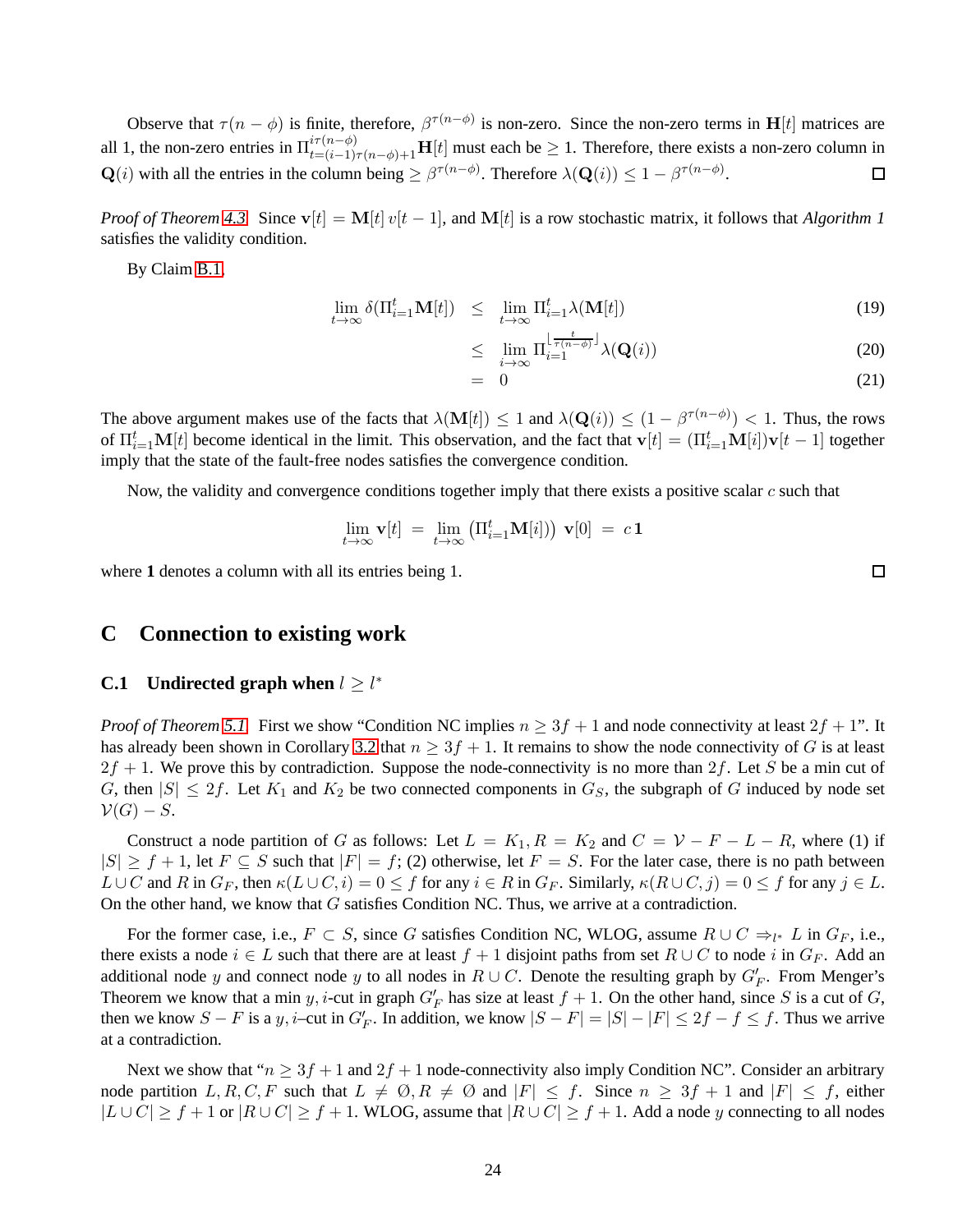Observe that $\tau(n-\phi)$ is finite, therefore, $\beta^{\tau(n-\phi)}$ is non-zero. Since the non-zero terms in $\mathbf{H}[t]$ matrices are all 1, the non-zero entries in $\Pi_{t=(i-1)\tau(n-\phi)+1}^{i\tau(n-\phi)}\mathbf{H}[t]$ must each be $\geq 1$. Therefore, there exists a non-zero column in $\mathbf{Q}(i)$ with all the entries in the column being $\geq \beta^{\tau(n-\phi)}$. Therefore $\lambda(\mathbf{Q}(i)) \leq 1 - \beta^{\tau(n-\phi)}$. □

*Proof of Theorem 4.3.* Since $\mathbf{v}[t] = \mathbf{M}[t]\, v[t-1]$, and $\mathbf{M}[t]$ is a row stochastic matrix, it follows that *Algorithm 1* satisfies the validity condition.

By Claim B.1,

$$
\begin{aligned}
\lim_{t\to\infty} \delta(\Pi_{i=1}^{t}\mathbf{M}[t]) &\leq \lim_{t\to\infty} \Pi_{i=1}^{t}\lambda(\mathbf{M}[t]) &(19)\\
&\leq \lim_{i\to\infty} \Pi_{i=1}^{\lfloor \frac{t}{\tau(n-\phi)} \rfloor}\lambda(\mathbf{Q}(i)) &(20)\\
&= 0 &(21)
\end{aligned}
$$

The above argument makes use of the facts that $\lambda(\mathbf{M}[t]) \leq 1$ and $\lambda(\mathbf{Q}(i)) \leq (1-\beta^{\tau(n-\phi)}) < 1$. Thus, the rows of $\Pi_{i=1}^{t}\mathbf{M}[t]$ become identical in the limit. This observation, and the fact that $\mathbf{v}[t] = (\Pi_{i=1}^{t}\mathbf{M}[i])\mathbf{v}[t-1]$ together imply that the state of the fault-free nodes satisfies the convergence condition.

Now, the validity and convergence conditions together imply that there exists a positive scalar $c$ such that

$$
\lim_{t\to\infty} \mathbf{v}[t] \;=\; \lim_{t\to\infty} \left(\Pi_{i=1}^{t}\mathbf{M}[i]\right)\, \mathbf{v}[0] \;=\; c\,\mathbf{1}
$$

where **1** denotes a column with all its entries being 1. □

## C Connection to existing work

### C.1 Undirected graph when $l \geq l^*$

*Proof of Theorem 5.1.* First we show "Condition NC implies $n \geq 3f+1$ and node connectivity at least $2f+1$". It has already been shown in Corollary 3.2 that $n \geq 3f+1$. It remains to show the node connectivity of $G$ is at least $2f+1$. We prove this by contradiction. Suppose the node-connectivity is no more than $2f$. Let $S$ be a min cut of $G$, then $|S| \leq 2f$. Let $K_1$ and $K_2$ be two connected components in $G_S$, the subgraph of $G$ induced by node set $\mathcal{V}(G) - S$.

Construct a node partition of $G$ as follows: Let $L = K_1, R = K_2$ and $C = \mathcal{V} - F - L - R$, where (1) if $|S| \geq f+1$, let $F \subseteq S$ such that $|F| = f$; (2) otherwise, let $F = S$. For the later case, there is no path between $L \cup C$ and $R$ in $G_F$, then $\kappa(L\cup C, i) = 0 \leq f$ for any $i \in R$ in $G_F$. Similarly, $\kappa(R \cup C, j) = 0 \leq f$ for any $j \in L$. On the other hand, we know that $G$ satisfies Condition NC. Thus, we arrive at a contradiction.

For the former case, i.e., $F \subset S$, since $G$ satisfies Condition NC, WLOG, assume $R \cup C \Rightarrow_{l^*} L$ in $G_F$, i.e., there exists a node $i \in L$ such that there are at least $f+1$ disjoint paths from set $R \cup C$ to node $i$ in $G_F$. Add an additional node $y$ and connect node $y$ to all nodes in $R \cup C$. Denote the resulting graph by $G'_F$. From Menger's Theorem we know that a min $y,i$-cut in graph $G'_F$ has size at least $f+1$. On the other hand, since $S$ is a cut of $G$, then we know $S - F$ is a $y,i$–cut in $G'_F$. In addition, we know $|S - F| = |S| - |F| \leq 2f - f \leq f$. Thus we arrive at a contradiction.

Next we show that "$n \geq 3f+1$ and $2f+1$ node-connectivity also imply Condition NC". Consider an arbitrary node partition $L, R, C, F$ such that $L \neq \emptyset, R \neq \emptyset$ and $|F| \leq f$. Since $n \geq 3f+1$ and $|F| \leq f$, either $|L \cup C| \geq f+1$ or $|R \cup C| \geq f+1$. WLOG, assume that $|R \cup C| \geq f+1$. Add a node $y$ connecting to all nodes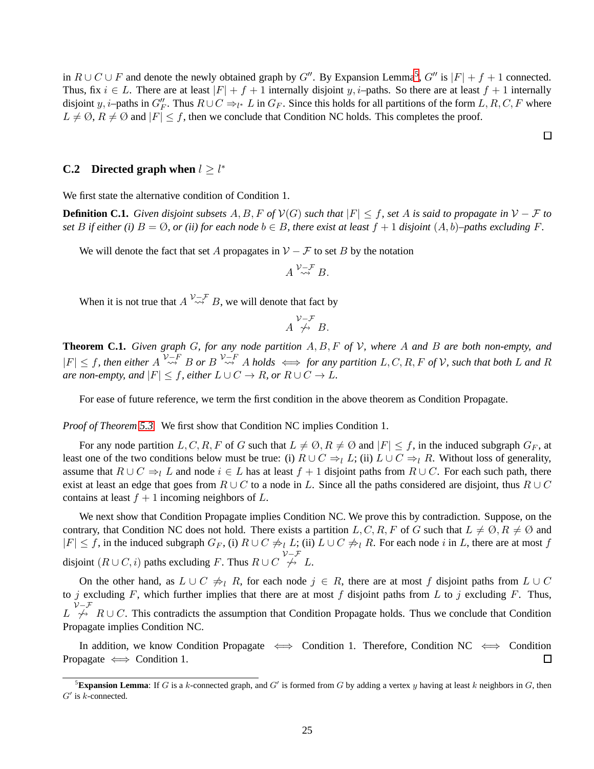in $R \cup C \cup F$ and denote the newly obtained graph by $G''$. By Expansion Lemma[5], $G''$ is $|F| + f + 1$ connected. Thus, fix $i \in L$. There are at least $|F| + f + 1$ internally disjoint $y, i$–paths. So there are at least $f + 1$ internally disjoint $y, i$–paths in $G''_F$. Thus $R \cup C \Rightarrow_{l^*} L$ in $G_F$. Since this holds for all partitions of the form $L, R, C, F$ where $L \neq \emptyset$, $R \neq \emptyset$ and $|F| \leq f$, then we conclude that Condition NC holds. This completes the proof.

□

## C.2 Directed graph when $l \geq l^*$

We first state the alternative condition of Condition 1.

**Definition C.1.** *Given disjoint subsets $A, B, F$ of $\mathcal{V}(G)$ such that $|F| \leq f$, set $A$ is said to propagate in $\mathcal{V} - \mathcal{F}$ to set $B$ if either (i) $B = \emptyset$, or (ii) for each node $b \in B$, there exist at least $f + 1$ disjoint $(A, b)$–paths excluding $F$.*

We will denote the fact that set $A$ propagates in $\mathcal{V} - \mathcal{F}$ to set $B$ by the notation

$$A \overset{\mathcal{V}-\mathcal{F}}{\rightsquigarrow} B.$$

When it is not true that $A \overset{\mathcal{V}-\mathcal{F}}{\rightsquigarrow} B$, we will denote that fact by

$$A \overset{\mathcal{V}-\mathcal{F}}{\not\rightsquigarrow} B.$$

**Theorem C.1.** *Given graph $G$, for any node partition $A, B, F$ of $\mathcal{V}$, where $A$ and $B$ are both non-empty, and $|F| \leq f$, then either $A \overset{\mathcal{V}-\mathcal{F}}{\rightsquigarrow} B$ or $B \overset{\mathcal{V}-\mathcal{F}}{\rightsquigarrow} A$ holds $\iff$ for any partition $L, C, R, F$ of $\mathcal{V}$, such that both $L$ and $R$ are non-empty, and $|F| \leq f$, either $L \cup C \rightarrow R$, or $R \cup C \rightarrow L$.*

For ease of future reference, we term the first condition in the above theorem as Condition Propagate.

*Proof of Theorem 5.3* We first show that Condition NC implies Condition 1.

For any node partition $L, C, R, F$ of $G$ such that $L \neq \emptyset, R \neq \emptyset$ and $|F| \leq f$, in the induced subgraph $G_F$, at least one of the two conditions below must be true: (i) $R \cup C \Rightarrow_l L$; (ii) $L \cup C \Rightarrow_l R$. Without loss of generality, assume that $R \cup C \Rightarrow_l L$ and node $i \in L$ has at least $f + 1$ disjoint paths from $R \cup C$. For each such path, there exist at least an edge that goes from $R \cup C$ to a node in $L$. Since all the paths considered are disjoint, thus $R \cup C$ contains at least $f + 1$ incoming neighbors of $L$.

We next show that Condition Propagate implies Condition NC. We prove this by contradiction. Suppose, on the contrary, that Condition NC does not hold. There exists a partition $L, C, R, F$ of $G$ such that $L \neq \emptyset, R \neq \emptyset$ and $|F| \leq f$, in the induced subgraph $G_F$, (i) $R \cup C \not\Rightarrow_l L$; (ii) $L \cup C \not\Rightarrow_l R$. For each node $i$ in $L$, there are at most $f$ disjoint $(R \cup C, i)$ paths excluding $F$. Thus $R \cup C \overset{\mathcal{V}-\mathcal{F}}{\not\rightsquigarrow} L$.

On the other hand, as $L \cup C \not\Rightarrow_l R$, for each node $j \in R$, there are at most $f$ disjoint paths from $L \cup C$ to $j$ excluding $F$, which further implies that there are at most $f$ disjoint paths from $L$ to $j$ excluding $F$. Thus, $L \overset{\mathcal{V}-\mathcal{F}}{\not\rightsquigarrow} R \cup C$. This contradicts the assumption that Condition Propagate holds. Thus we conclude that Condition Propagate implies Condition NC.

In addition, we know Condition Propagate $\iff$ Condition 1. Therefore, Condition NC $\iff$ Condition Propagate $\iff$ Condition 1. □

[5]**Expansion Lemma**: If $G$ is a $k$-connected graph, and $G'$ is formed from $G$ by adding a vertex $y$ having at least $k$ neighbors in $G$, then $G'$ is $k$-connected.